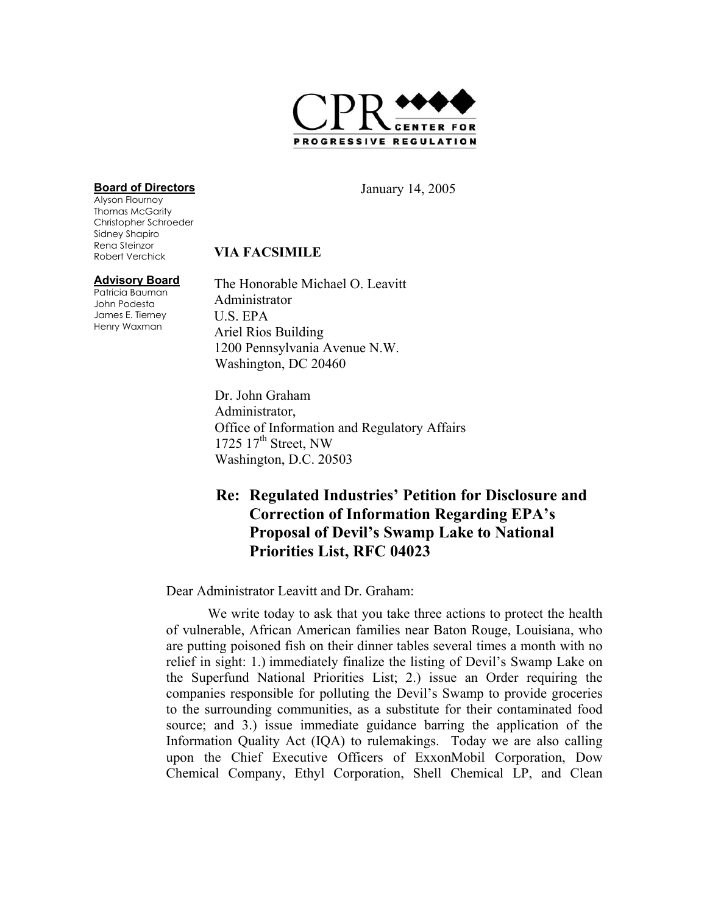CPR CENTER FOR PROGRESSIVE REGULATION

**Board of Directors**
Alyson Flournoy
Thomas McGarity
Christopher Schroeder
Sidney Shapiro
Rena Steinzor
Robert Verchick

**Advisory Board**
Patricia Bauman
John Podesta
James E. Tierney
Henry Waxman

January 14, 2005

**VIA FACSIMILE**

The Honorable Michael O. Leavitt
Administrator
U.S. EPA
Ariel Rios Building
1200 Pennsylvania Avenue N.W.
Washington, DC 20460

Dr. John Graham
Administrator,
Office of Information and Regulatory Affairs
1725 17th Street, NW
Washington, D.C. 20503

**Re: Regulated Industries' Petition for Disclosure and Correction of Information Regarding EPA's Proposal of Devil's Swamp Lake to National Priorities List, RFC 04023**

Dear Administrator Leavitt and Dr. Graham:

We write today to ask that you take three actions to protect the health of vulnerable, African American families near Baton Rouge, Louisiana, who are putting poisoned fish on their dinner tables several times a month with no relief in sight: 1.) immediately finalize the listing of Devil's Swamp Lake on the Superfund National Priorities List; 2.) issue an Order requiring the companies responsible for polluting the Devil's Swamp to provide groceries to the surrounding communities, as a substitute for their contaminated food source; and 3.) issue immediate guidance barring the application of the Information Quality Act (IQA) to rulemakings. Today we are also calling upon the Chief Executive Officers of ExxonMobil Corporation, Dow Chemical Company, Ethyl Corporation, Shell Chemical LP, and Clean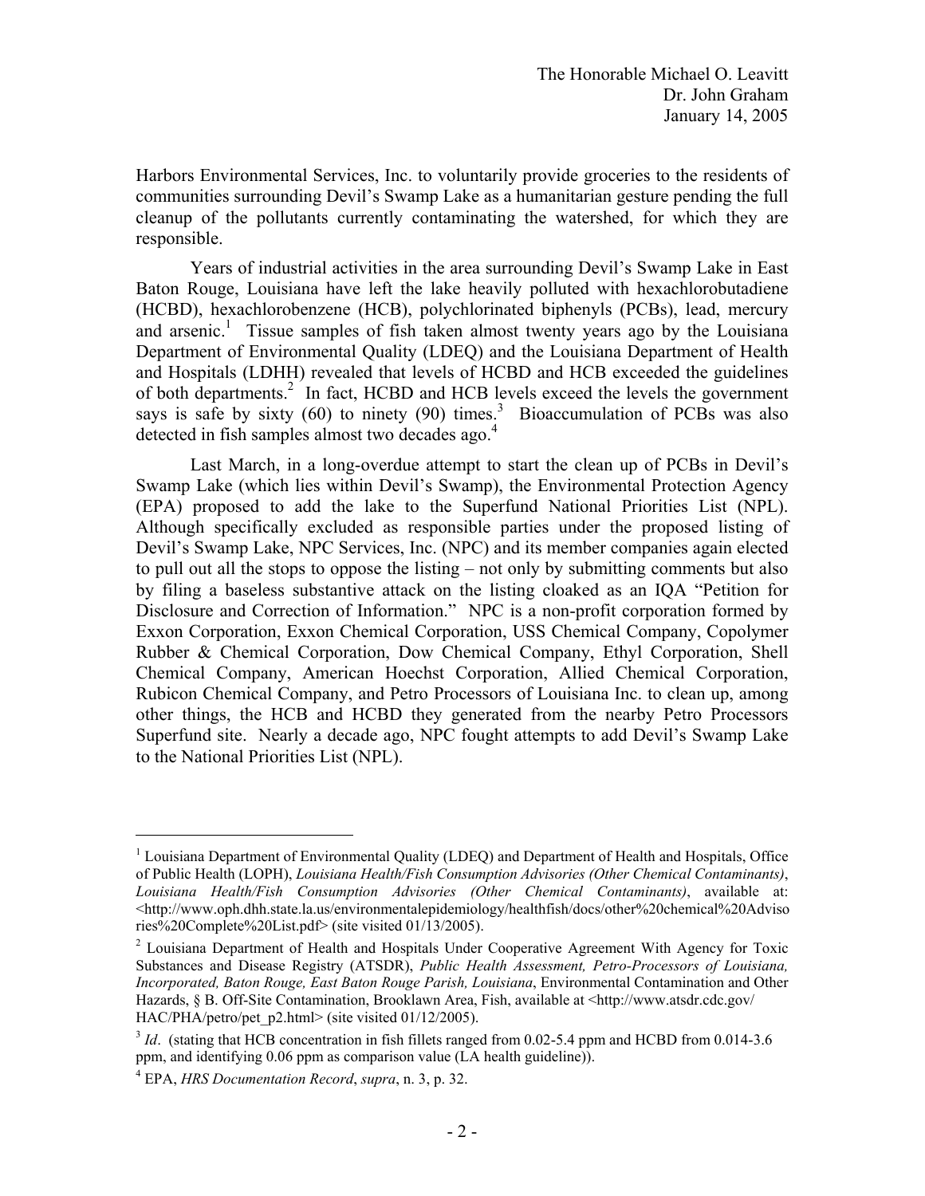Harbors Environmental Services, Inc. to voluntarily provide groceries to the residents of communities surrounding Devil's Swamp Lake as a humanitarian gesture pending the full cleanup of the pollutants currently contaminating the watershed, for which they are responsible.

Years of industrial activities in the area surrounding Devil's Swamp Lake in East Baton Rouge, Louisiana have left the lake heavily polluted with hexachlorobutadiene (HCBD), hexachlorobenzene (HCB), polychlorinated biphenyls (PCBs), lead, mercury and arsenic.[1] Tissue samples of fish taken almost twenty years ago by the Louisiana Department of Environmental Quality (LDEQ) and the Louisiana Department of Health and Hospitals (LDHH) revealed that levels of HCBD and HCB exceeded the guidelines of both departments.[2] In fact, HCBD and HCB levels exceed the levels the government says is safe by sixty (60) to ninety (90) times.[3] Bioaccumulation of PCBs was also detected in fish samples almost two decades ago.[4]

Last March, in a long-overdue attempt to start the clean up of PCBs in Devil's Swamp Lake (which lies within Devil's Swamp), the Environmental Protection Agency (EPA) proposed to add the lake to the Superfund National Priorities List (NPL). Although specifically excluded as responsible parties under the proposed listing of Devil's Swamp Lake, NPC Services, Inc. (NPC) and its member companies again elected to pull out all the stops to oppose the listing – not only by submitting comments but also by filing a baseless substantive attack on the listing cloaked as an IQA "Petition for Disclosure and Correction of Information." NPC is a non-profit corporation formed by Exxon Corporation, Exxon Chemical Corporation, USS Chemical Company, Copolymer Rubber & Chemical Corporation, Dow Chemical Company, Ethyl Corporation, Shell Chemical Company, American Hoechst Corporation, Allied Chemical Corporation, Rubicon Chemical Company, and Petro Processors of Louisiana Inc. to clean up, among other things, the HCB and HCBD they generated from the nearby Petro Processors Superfund site. Nearly a decade ago, NPC fought attempts to add Devil's Swamp Lake to the National Priorities List (NPL).

---

[1] Louisiana Department of Environmental Quality (LDEQ) and Department of Health and Hospitals, Office of Public Health (LOPH), *Louisiana Health/Fish Consumption Advisories (Other Chemical Contaminants)*, *Louisiana Health/Fish Consumption Advisories (Other Chemical Contaminants)*, available at: <http://www.oph.dhh.state.la.us/environmentalepidemiology/healthfish/docs/other%20chemical%20Advisories%20Complete%20List.pdf> (site visited 01/13/2005).

[2] Louisiana Department of Health and Hospitals Under Cooperative Agreement With Agency for Toxic Substances and Disease Registry (ATSDR), *Public Health Assessment, Petro-Processors of Louisiana, Incorporated, Baton Rouge, East Baton Rouge Parish, Louisiana*, Environmental Contamination and Other Hazards, § B. Off-Site Contamination, Brooklawn Area, Fish, available at <http://www.atsdr.cdc.gov/HAC/PHA/petro/pet_p2.html> (site visited 01/12/2005).

[3] *Id*. (stating that HCB concentration in fish fillets ranged from 0.02-5.4 ppm and HCBD from 0.014-3.6 ppm, and identifying 0.06 ppm as comparison value (LA health guideline)).

[4] EPA, *HRS Documentation Record*, *supra*, n. 3, p. 32.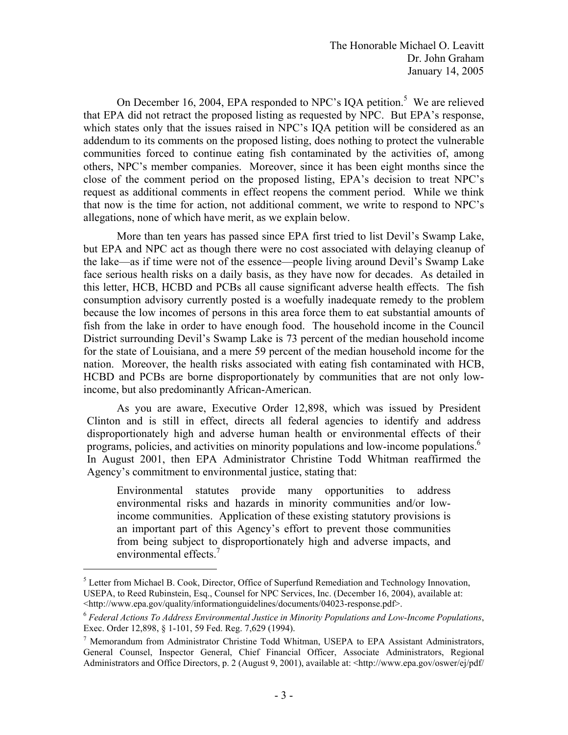The Honorable Michael O. Leavitt
Dr. John Graham
January 14, 2005

On December 16, 2004, EPA responded to NPC's IQA petition.[5] We are relieved that EPA did not retract the proposed listing as requested by NPC. But EPA's response, which states only that the issues raised in NPC's IQA petition will be considered as an addendum to its comments on the proposed listing, does nothing to protect the vulnerable communities forced to continue eating fish contaminated by the activities of, among others, NPC's member companies. Moreover, since it has been eight months since the close of the comment period on the proposed listing, EPA's decision to treat NPC's request as additional comments in effect reopens the comment period. While we think that now is the time for action, not additional comment, we write to respond to NPC's allegations, none of which have merit, as we explain below.

More than ten years has passed since EPA first tried to list Devil's Swamp Lake, but EPA and NPC act as though there were no cost associated with delaying cleanup of the lake—as if time were not of the essence—people living around Devil's Swamp Lake face serious health risks on a daily basis, as they have now for decades. As detailed in this letter, HCB, HCBD and PCBs all cause significant adverse health effects. The fish consumption advisory currently posted is a woefully inadequate remedy to the problem because the low incomes of persons in this area force them to eat substantial amounts of fish from the lake in order to have enough food. The household income in the Council District surrounding Devil's Swamp Lake is 73 percent of the median household income for the state of Louisiana, and a mere 59 percent of the median household income for the nation. Moreover, the health risks associated with eating fish contaminated with HCB, HCBD and PCBs are borne disproportionately by communities that are not only low-income, but also predominantly African-American.

As you are aware, Executive Order 12,898, which was issued by President Clinton and is still in effect, directs all federal agencies to identify and address disproportionately high and adverse human health or environmental effects of their programs, policies, and activities on minority populations and low-income populations.[6] In August 2001, then EPA Administrator Christine Todd Whitman reaffirmed the Agency's commitment to environmental justice, stating that:

> Environmental statutes provide many opportunities to address environmental risks and hazards in minority communities and/or low-income communities. Application of these existing statutory provisions is an important part of this Agency's effort to prevent those communities from being subject to disproportionately high and adverse impacts, and environmental effects.[7]

---

[5] Letter from Michael B. Cook, Director, Office of Superfund Remediation and Technology Innovation, USEPA, to Reed Rubinstein, Esq., Counsel for NPC Services, Inc. (December 16, 2004), available at: <http://www.epa.gov/quality/informationguidelines/documents/04023-response.pdf>.

[6] *Federal Actions To Address Environmental Justice in Minority Populations and Low-Income Populations*, Exec. Order 12,898, § 1-101, 59 Fed. Reg. 7,629 (1994).

[7] Memorandum from Administrator Christine Todd Whitman, USEPA to EPA Assistant Administrators, General Counsel, Inspector General, Chief Financial Officer, Associate Administrators, Regional Administrators and Office Directors, p. 2 (August 9, 2001), available at: <http://www.epa.gov/oswer/ej/pdf/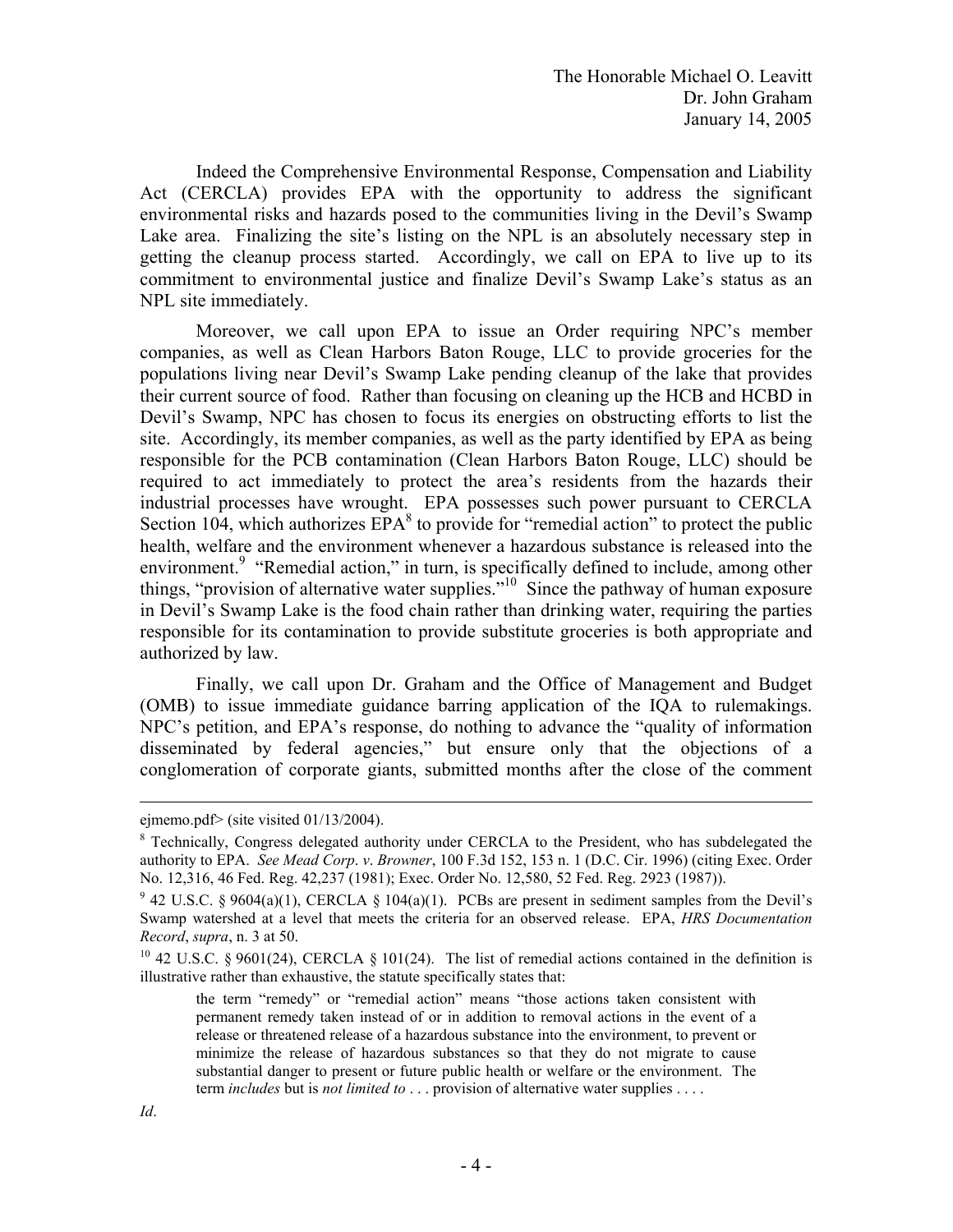Indeed the Comprehensive Environmental Response, Compensation and Liability Act (CERCLA) provides EPA with the opportunity to address the significant environmental risks and hazards posed to the communities living in the Devil's Swamp Lake area. Finalizing the site's listing on the NPL is an absolutely necessary step in getting the cleanup process started. Accordingly, we call on EPA to live up to its commitment to environmental justice and finalize Devil's Swamp Lake's status as an NPL site immediately.

Moreover, we call upon EPA to issue an Order requiring NPC's member companies, as well as Clean Harbors Baton Rouge, LLC to provide groceries for the populations living near Devil's Swamp Lake pending cleanup of the lake that provides their current source of food. Rather than focusing on cleaning up the HCB and HCBD in Devil's Swamp, NPC has chosen to focus its energies on obstructing efforts to list the site. Accordingly, its member companies, as well as the party identified by EPA as being responsible for the PCB contamination (Clean Harbors Baton Rouge, LLC) should be required to act immediately to protect the area's residents from the hazards their industrial processes have wrought. EPA possesses such power pursuant to CERCLA Section 104, which authorizes EPA[8] to provide for "remedial action" to protect the public health, welfare and the environment whenever a hazardous substance is released into the environment.[9] "Remedial action," in turn, is specifically defined to include, among other things, "provision of alternative water supplies."[10] Since the pathway of human exposure in Devil's Swamp Lake is the food chain rather than drinking water, requiring the parties responsible for its contamination to provide substitute groceries is both appropriate and authorized by law.

Finally, we call upon Dr. Graham and the Office of Management and Budget (OMB) to issue immediate guidance barring application of the IQA to rulemakings. NPC's petition, and EPA's response, do nothing to advance the "quality of information disseminated by federal agencies," but ensure only that the objections of a conglomeration of corporate giants, submitted months after the close of the comment

---

ejmemo.pdf> (site visited 01/13/2004).

[8] Technically, Congress delegated authority under CERCLA to the President, who has subdelegated the authority to EPA. *See Mead Corp*. *v*. *Browner*, 100 F.3d 152, 153 n. 1 (D.C. Cir. 1996) (citing Exec. Order No. 12,316, 46 Fed. Reg. 42,237 (1981); Exec. Order No. 12,580, 52 Fed. Reg. 2923 (1987)).

[9] 42 U.S.C. § 9604(a)(1), CERCLA § 104(a)(1). PCBs are present in sediment samples from the Devil's Swamp watershed at a level that meets the criteria for an observed release. EPA, *HRS Documentation Record*, *supra*, n. 3 at 50.

[10] 42 U.S.C. § 9601(24), CERCLA § 101(24). The list of remedial actions contained in the definition is illustrative rather than exhaustive, the statute specifically states that:

> the term "remedy" or "remedial action" means "those actions taken consistent with permanent remedy taken instead of or in addition to removal actions in the event of a release or threatened release of a hazardous substance into the environment, to prevent or minimize the release of hazardous substances so that they do not migrate to cause substantial danger to present or future public health or welfare or the environment. The term *includes* but is *not limited to* . . . provision of alternative water supplies . . . .

*Id*.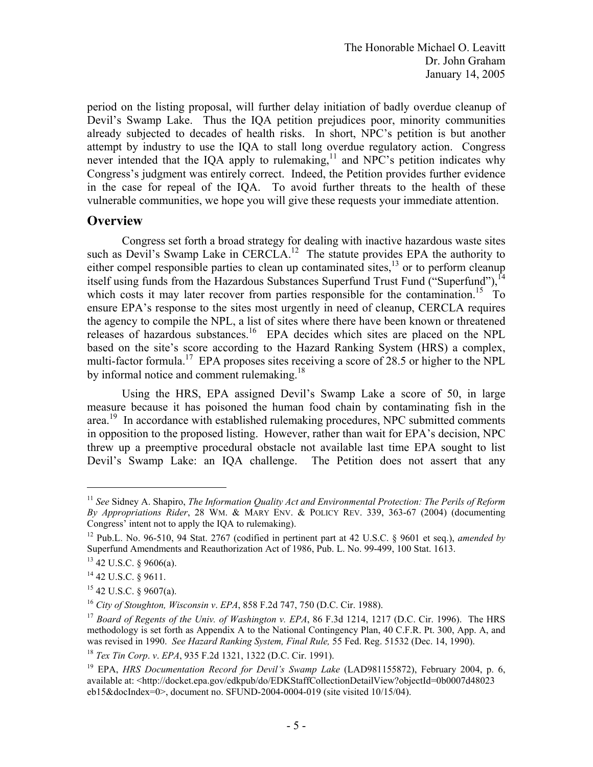period on the listing proposal, will further delay initiation of badly overdue cleanup of Devil's Swamp Lake. Thus the IQA petition prejudices poor, minority communities already subjected to decades of health risks. In short, NPC's petition is but another attempt by industry to use the IQA to stall long overdue regulatory action. Congress never intended that the IQA apply to rulemaking,[11] and NPC's petition indicates why Congress's judgment was entirely correct. Indeed, the Petition provides further evidence in the case for repeal of the IQA. To avoid further threats to the health of these vulnerable communities, we hope you will give these requests your immediate attention.

## Overview

Congress set forth a broad strategy for dealing with inactive hazardous waste sites such as Devil's Swamp Lake in CERCLA.[12] The statute provides EPA the authority to either compel responsible parties to clean up contaminated sites,[13] or to perform cleanup itself using funds from the Hazardous Substances Superfund Trust Fund ("Superfund"),[14] which costs it may later recover from parties responsible for the contamination.[15] To ensure EPA's response to the sites most urgently in need of cleanup, CERCLA requires the agency to compile the NPL, a list of sites where there have been known or threatened releases of hazardous substances.[16] EPA decides which sites are placed on the NPL based on the site's score according to the Hazard Ranking System (HRS) a complex, multi-factor formula.[17] EPA proposes sites receiving a score of 28.5 or higher to the NPL by informal notice and comment rulemaking.[18]

Using the HRS, EPA assigned Devil's Swamp Lake a score of 50, in large measure because it has poisoned the human food chain by contaminating fish in the area.[19] In accordance with established rulemaking procedures, NPC submitted comments in opposition to the proposed listing. However, rather than wait for EPA's decision, NPC threw up a preemptive procedural obstacle not available last time EPA sought to list Devil's Swamp Lake: an IQA challenge. The Petition does not assert that any

---

[11] *See* Sidney A. Shapiro, *The Information Quality Act and Environmental Protection: The Perils of Reform By Appropriations Rider*, 28 WM. & MARY ENV. & POLICY REV. 339, 363-67 (2004) (documenting Congress' intent not to apply the IQA to rulemaking).

[12] Pub.L. No. 96-510, 94 Stat. 2767 (codified in pertinent part at 42 U.S.C. § 9601 et seq.), *amended by* Superfund Amendments and Reauthorization Act of 1986, Pub. L. No. 99-499, 100 Stat. 1613.

[13] 42 U.S.C. § 9606(a).

[14] 42 U.S.C. § 9611.

[15] 42 U.S.C. § 9607(a).

[16] *City of Stoughton, Wisconsin v. EPA*, 858 F.2d 747, 750 (D.C. Cir. 1988).

[17] *Board of Regents of the Univ. of Washington v. EPA*, 86 F.3d 1214, 1217 (D.C. Cir. 1996). The HRS methodology is set forth as Appendix A to the National Contingency Plan, 40 C.F.R. Pt. 300, App. A, and was revised in 1990. *See Hazard Ranking System, Final Rule,* 55 Fed. Reg. 51532 (Dec. 14, 1990).

[18] *Tex Tin Corp. v. EPA*, 935 F.2d 1321, 1322 (D.C. Cir. 1991).

[19] EPA, *HRS Documentation Record for Devil's Swamp Lake* (LAD981155872), February 2004, p. 6, available at: <http://docket.epa.gov/edkpub/do/EDKStaffCollectionDetailView?objectId=0b0007d48023eb15&docIndex=0>, document no. SFUND-2004-0004-019 (site visited 10/15/04).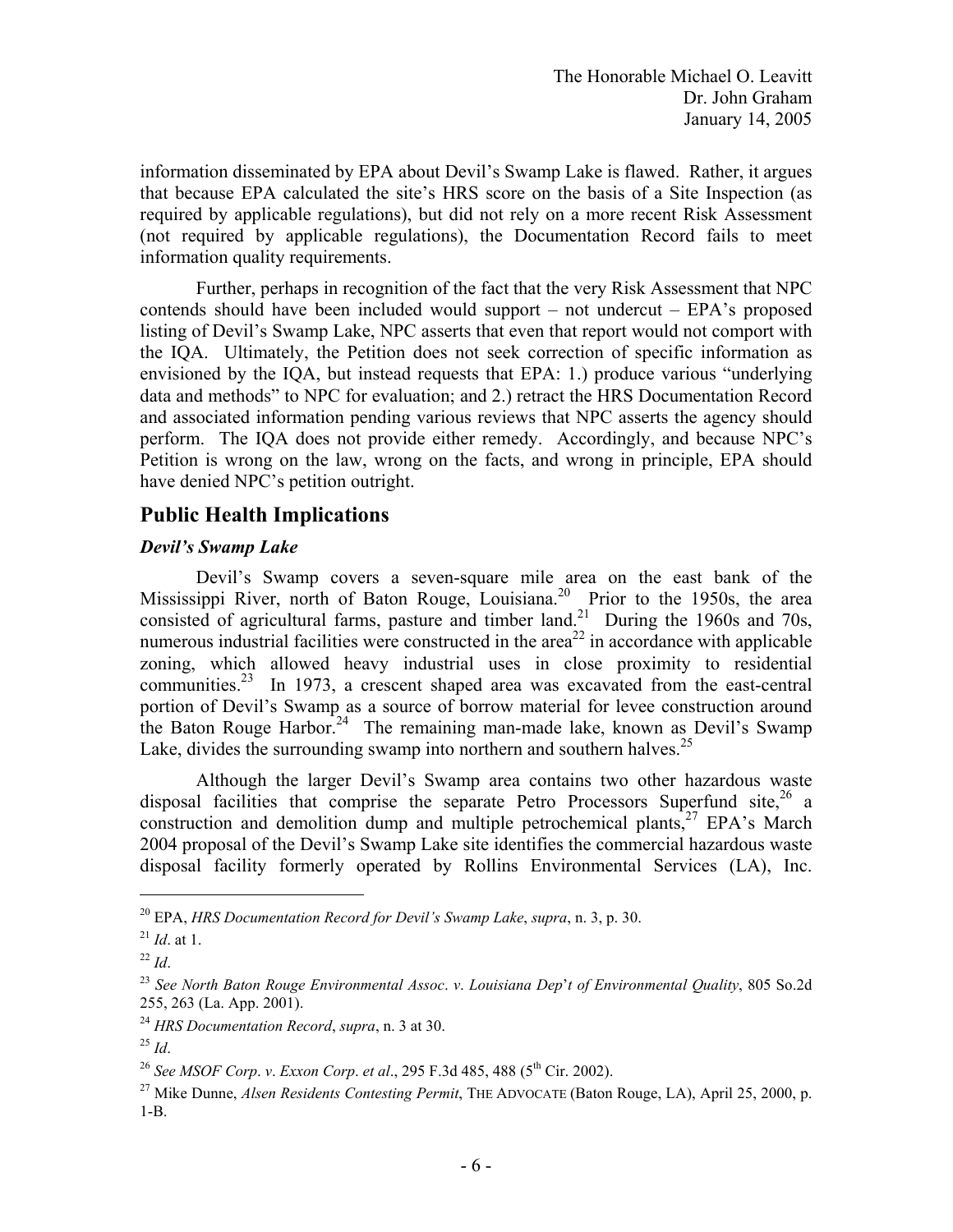information disseminated by EPA about Devil's Swamp Lake is flawed. Rather, it argues that because EPA calculated the site's HRS score on the basis of a Site Inspection (as required by applicable regulations), but did not rely on a more recent Risk Assessment (not required by applicable regulations), the Documentation Record fails to meet information quality requirements.

Further, perhaps in recognition of the fact that the very Risk Assessment that NPC contends should have been included would support – not undercut – EPA's proposed listing of Devil's Swamp Lake, NPC asserts that even that report would not comport with the IQA. Ultimately, the Petition does not seek correction of specific information as envisioned by the IQA, but instead requests that EPA: 1.) produce various "underlying data and methods" to NPC for evaluation; and 2.) retract the HRS Documentation Record and associated information pending various reviews that NPC asserts the agency should perform. The IQA does not provide either remedy. Accordingly, and because NPC's Petition is wrong on the law, wrong on the facts, and wrong in principle, EPA should have denied NPC's petition outright.

## Public Health Implications

### *Devil's Swamp Lake*

Devil's Swamp covers a seven-square mile area on the east bank of the Mississippi River, north of Baton Rouge, Louisiana.[20] Prior to the 1950s, the area consisted of agricultural farms, pasture and timber land.[21] During the 1960s and 70s, numerous industrial facilities were constructed in the area[22] in accordance with applicable zoning, which allowed heavy industrial uses in close proximity to residential communities.[23] In 1973, a crescent shaped area was excavated from the east-central portion of Devil's Swamp as a source of borrow material for levee construction around the Baton Rouge Harbor.[24] The remaining man-made lake, known as Devil's Swamp Lake, divides the surrounding swamp into northern and southern halves.[25]

Although the larger Devil's Swamp area contains two other hazardous waste disposal facilities that comprise the separate Petro Processors Superfund site,[26] a construction and demolition dump and multiple petrochemical plants,[27] EPA's March 2004 proposal of the Devil's Swamp Lake site identifies the commercial hazardous waste disposal facility formerly operated by Rollins Environmental Services (LA), Inc.

---

[20] EPA, *HRS Documentation Record for Devil's Swamp Lake*, *supra*, n. 3, p. 30.

[21] *Id*. at 1.

[22] *Id*.

[23] *See North Baton Rouge Environmental Assoc*. *v*. *Louisiana Dep*'*t of Environmental Quality*, 805 So.2d 255, 263 (La. App. 2001).

[24] *HRS Documentation Record*, *supra*, n. 3 at 30.

[25] *Id*.

[26] *See MSOF Corp*. *v*. *Exxon Corp*. *et al*., 295 F.3d 485, 488 (5th Cir. 2002).

[27] Mike Dunne, *Alsen Residents Contesting Permit*, THE ADVOCATE (Baton Rouge, LA), April 25, 2000, p. 1-B.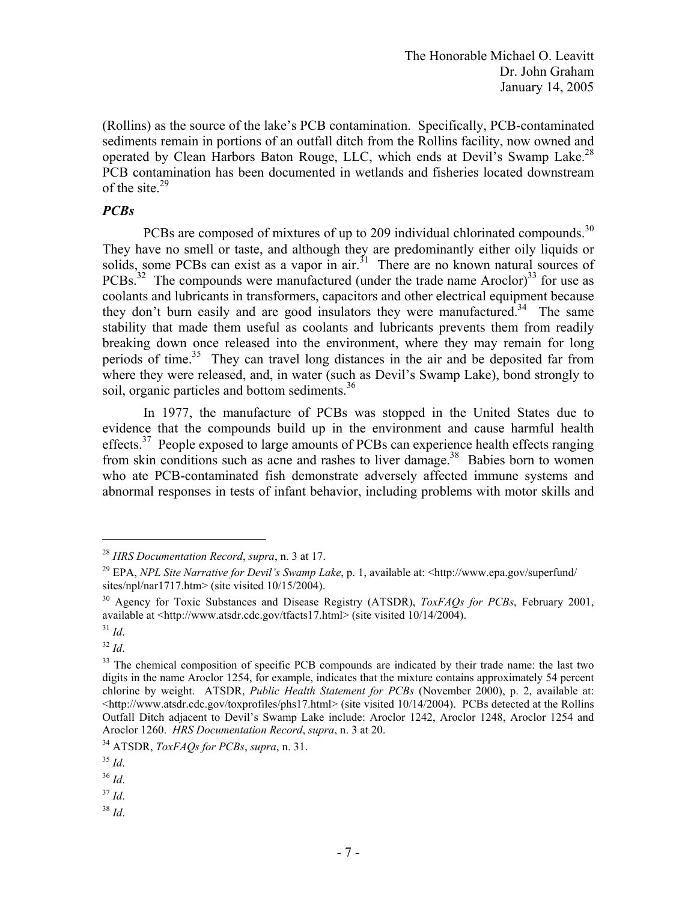(Rollins) as the source of the lake's PCB contamination. Specifically, PCB-contaminated sediments remain in portions of an outfall ditch from the Rollins facility, now owned and operated by Clean Harbors Baton Rouge, LLC, which ends at Devil's Swamp Lake.[28] PCB contamination has been documented in wetlands and fisheries located downstream of the site.[29]

***PCBs***

PCBs are composed of mixtures of up to 209 individual chlorinated compounds.[30] They have no smell or taste, and although they are predominantly either oily liquids or solids, some PCBs can exist as a vapor in air.[31] There are no known natural sources of PCBs.[32] The compounds were manufactured (under the trade name Aroclor)[33] for use as coolants and lubricants in transformers, capacitors and other electrical equipment because they don't burn easily and are good insulators they were manufactured.[34] The same stability that made them useful as coolants and lubricants prevents them from readily breaking down once released into the environment, where they may remain for long periods of time.[35] They can travel long distances in the air and be deposited far from where they were released, and, in water (such as Devil's Swamp Lake), bond strongly to soil, organic particles and bottom sediments.[36]

In 1977, the manufacture of PCBs was stopped in the United States due to evidence that the compounds build up in the environment and cause harmful health effects.[37] People exposed to large amounts of PCBs can experience health effects ranging from skin conditions such as acne and rashes to liver damage.[38] Babies born to women who ate PCB-contaminated fish demonstrate adversely affected immune systems and abnormal responses in tests of infant behavior, including problems with motor skills and

---

[28] *HRS Documentation Record*, *supra*, n. 3 at 17.

[29] EPA, *NPL Site Narrative for Devil's Swamp Lake*, p. 1, available at: <http://www.epa.gov/superfund/sites/npl/nar1717.htm> (site visited 10/15/2004).

[30] Agency for Toxic Substances and Disease Registry (ATSDR), *ToxFAQs for PCBs*, February 2001, available at <http://www.atsdr.cdc.gov/tfacts17.html> (site visited 10/14/2004).

[31] *Id*.

[32] *Id*.

[33] The chemical composition of specific PCB compounds are indicated by their trade name: the last two digits in the name Aroclor 1254, for example, indicates that the mixture contains approximately 54 percent chlorine by weight. ATSDR, *Public Health Statement for PCBs* (November 2000), p. 2, available at: <http://www.atsdr.cdc.gov/toxprofiles/phs17.html> (site visited 10/14/2004). PCBs detected at the Rollins Outfall Ditch adjacent to Devil's Swamp Lake include: Aroclor 1242, Aroclor 1248, Aroclor 1254 and Aroclor 1260. *HRS Documentation Record*, *supra*, n. 3 at 20.

[34] ATSDR, *ToxFAQs for PCBs*, *supra*, n. 31.

[35] *Id*.

[36] *Id*.

[37] *Id*.

[38] *Id*.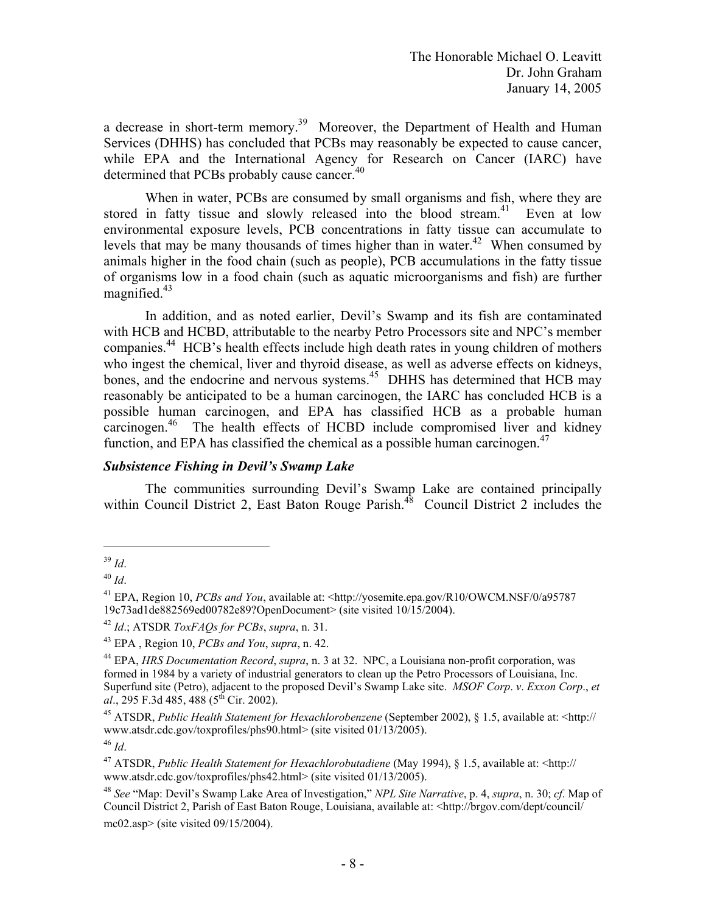a decrease in short-term memory.[39] Moreover, the Department of Health and Human Services (DHHS) has concluded that PCBs may reasonably be expected to cause cancer, while EPA and the International Agency for Research on Cancer (IARC) have determined that PCBs probably cause cancer.[40]

When in water, PCBs are consumed by small organisms and fish, where they are stored in fatty tissue and slowly released into the blood stream.[41] Even at low environmental exposure levels, PCB concentrations in fatty tissue can accumulate to levels that may be many thousands of times higher than in water.[42] When consumed by animals higher in the food chain (such as people), PCB accumulations in the fatty tissue of organisms low in a food chain (such as aquatic microorganisms and fish) are further magnified.[43]

In addition, and as noted earlier, Devil's Swamp and its fish are contaminated with HCB and HCBD, attributable to the nearby Petro Processors site and NPC's member companies.[44] HCB's health effects include high death rates in young children of mothers who ingest the chemical, liver and thyroid disease, as well as adverse effects on kidneys, bones, and the endocrine and nervous systems.[45] DHHS has determined that HCB may reasonably be anticipated to be a human carcinogen, the IARC has concluded HCB is a possible human carcinogen, and EPA has classified HCB as a probable human carcinogen.[46] The health effects of HCBD include compromised liver and kidney function, and EPA has classified the chemical as a possible human carcinogen.[47]

***Subsistence Fishing in Devil's Swamp Lake***

The communities surrounding Devil's Swamp Lake are contained principally within Council District 2, East Baton Rouge Parish.[48] Council District 2 includes the

---

[39] *Id*.

[40] *Id*.

[41] EPA, Region 10, *PCBs and You*, available at: <http://yosemite.epa.gov/R10/OWCM.NSF/0/a95787 19c73ad1de882569ed00782e89?OpenDocument> (site visited 10/15/2004).

[42] *Id*.; ATSDR *ToxFAQs for PCBs*, *supra*, n. 31.

[43] EPA , Region 10, *PCBs and You*, *supra*, n. 42.

[44] EPA, *HRS Documentation Record*, *supra*, n. 3 at 32. NPC, a Louisiana non-profit corporation, was formed in 1984 by a variety of industrial generators to clean up the Petro Processors of Louisiana, Inc. Superfund site (Petro), adjacent to the proposed Devil's Swamp Lake site. *MSOF Corp*. *v*. *Exxon Corp*., *et al*., 295 F.3d 485, 488 (5th Cir. 2002).

[45] ATSDR, *Public Health Statement for Hexachlorobenzene* (September 2002), § 1.5, available at: <http:// www.atsdr.cdc.gov/toxprofiles/phs90.html> (site visited 01/13/2005).

[46] *Id*.

[47] ATSDR, *Public Health Statement for Hexachlorobutadiene* (May 1994), § 1.5, available at: <http:// www.atsdr.cdc.gov/toxprofiles/phs42.html> (site visited 01/13/2005).

[48] *See* "Map: Devil's Swamp Lake Area of Investigation," *NPL Site Narrative*, p. 4, *supra*, n. 30; *cf*. Map of Council District 2, Parish of East Baton Rouge, Louisiana, available at: <http://brgov.com/dept/council/ mc02.asp> (site visited 09/15/2004).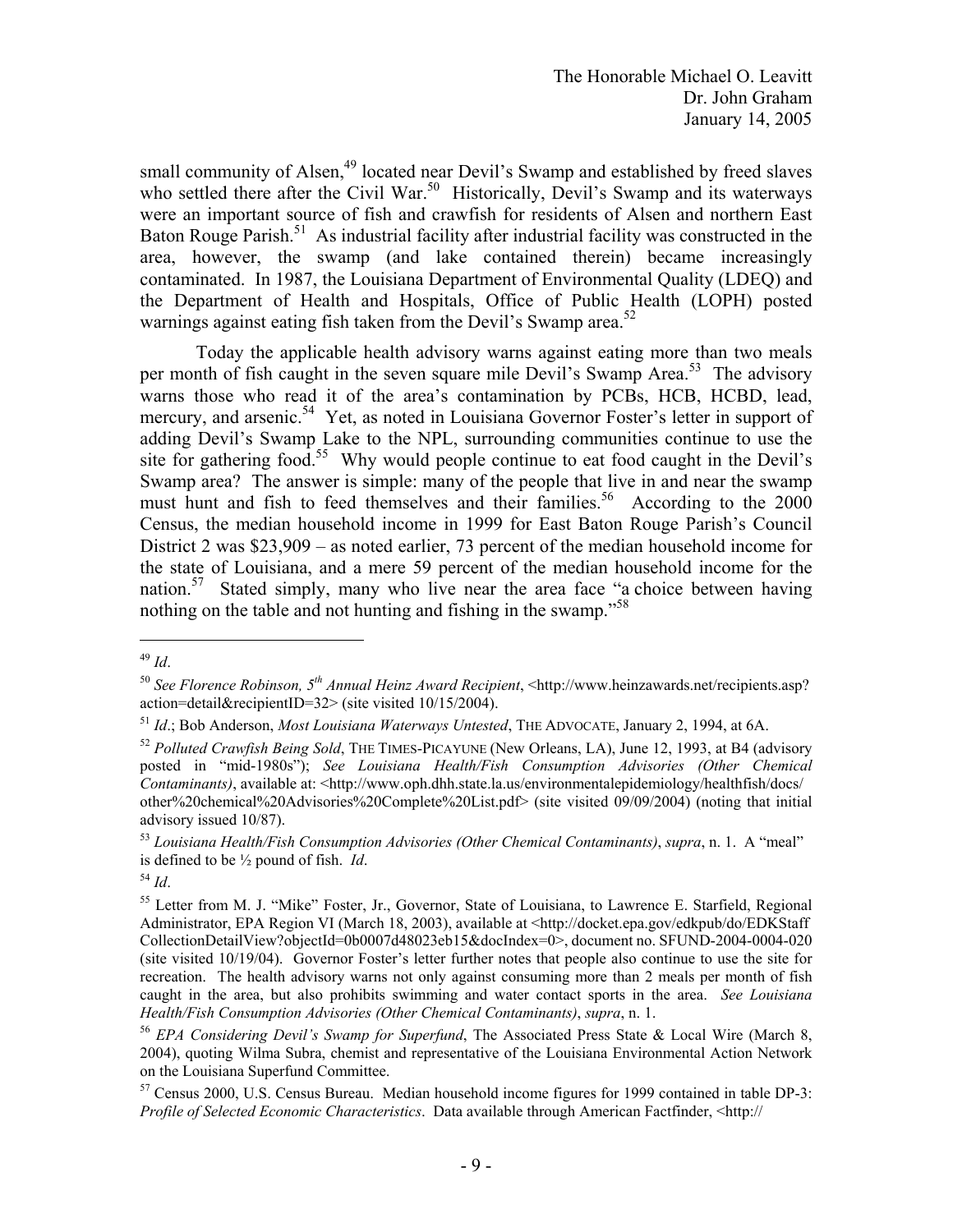small community of Alsen,[49] located near Devil's Swamp and established by freed slaves who settled there after the Civil War.[50] Historically, Devil's Swamp and its waterways were an important source of fish and crawfish for residents of Alsen and northern East Baton Rouge Parish.[51] As industrial facility after industrial facility was constructed in the area, however, the swamp (and lake contained therein) became increasingly contaminated. In 1987, the Louisiana Department of Environmental Quality (LDEQ) and the Department of Health and Hospitals, Office of Public Health (LOPH) posted warnings against eating fish taken from the Devil's Swamp area.[52]

Today the applicable health advisory warns against eating more than two meals per month of fish caught in the seven square mile Devil's Swamp Area.[53] The advisory warns those who read it of the area's contamination by PCBs, HCB, HCBD, lead, mercury, and arsenic.[54] Yet, as noted in Louisiana Governor Foster's letter in support of adding Devil's Swamp Lake to the NPL, surrounding communities continue to use the site for gathering food.[55] Why would people continue to eat food caught in the Devil's Swamp area? The answer is simple: many of the people that live in and near the swamp must hunt and fish to feed themselves and their families.[56] According to the 2000 Census, the median household income in 1999 for East Baton Rouge Parish's Council District 2 was $23,909 – as noted earlier, 73 percent of the median household income for the state of Louisiana, and a mere 59 percent of the median household income for the nation.[57] Stated simply, many who live near the area face "a choice between having nothing on the table and not hunting and fishing in the swamp."[58]

---

[49] *Id*.

[50] *See Florence Robinson, 5th Annual Heinz Award Recipient*, <http://www.heinzawards.net/recipients.asp?action=detail&recipientID=32> (site visited 10/15/2004).

[51] *Id*.; Bob Anderson, *Most Louisiana Waterways Untested*, THE ADVOCATE, January 2, 1994, at 6A.

[52] *Polluted Crawfish Being Sold*, THE TIMES-PICAYUNE (New Orleans, LA), June 12, 1993, at B4 (advisory posted in "mid-1980s"); *See Louisiana Health/Fish Consumption Advisories (Other Chemical Contaminants)*, available at: <http://www.oph.dhh.state.la.us/environmentalepidemiology/healthfish/docs/other%20chemical%20Advisories%20Complete%20List.pdf> (site visited 09/09/2004) (noting that initial advisory issued 10/87).

[53] *Louisiana Health/Fish Consumption Advisories (Other Chemical Contaminants)*, *supra*, n. 1. A "meal" is defined to be ½ pound of fish. *Id*.

[54] *Id*.

[55] Letter from M. J. "Mike" Foster, Jr., Governor, State of Louisiana, to Lawrence E. Starfield, Regional Administrator, EPA Region VI (March 18, 2003), available at <http://docket.epa.gov/edkpub/do/EDKStaffCollectionDetailView?objectId=0b0007d48023eb15&docIndex=0>, document no. SFUND-2004-0004-020 (site visited 10/19/04). Governor Foster's letter further notes that people also continue to use the site for recreation. The health advisory warns not only against consuming more than 2 meals per month of fish caught in the area, but also prohibits swimming and water contact sports in the area. *See Louisiana Health/Fish Consumption Advisories (Other Chemical Contaminants)*, *supra*, n. 1.

[56] *EPA Considering Devil's Swamp for Superfund*, The Associated Press State & Local Wire (March 8, 2004), quoting Wilma Subra, chemist and representative of the Louisiana Environmental Action Network on the Louisiana Superfund Committee.

[57] Census 2000, U.S. Census Bureau. Median household income figures for 1999 contained in table DP-3: *Profile of Selected Economic Characteristics*. Data available through American Factfinder, <http://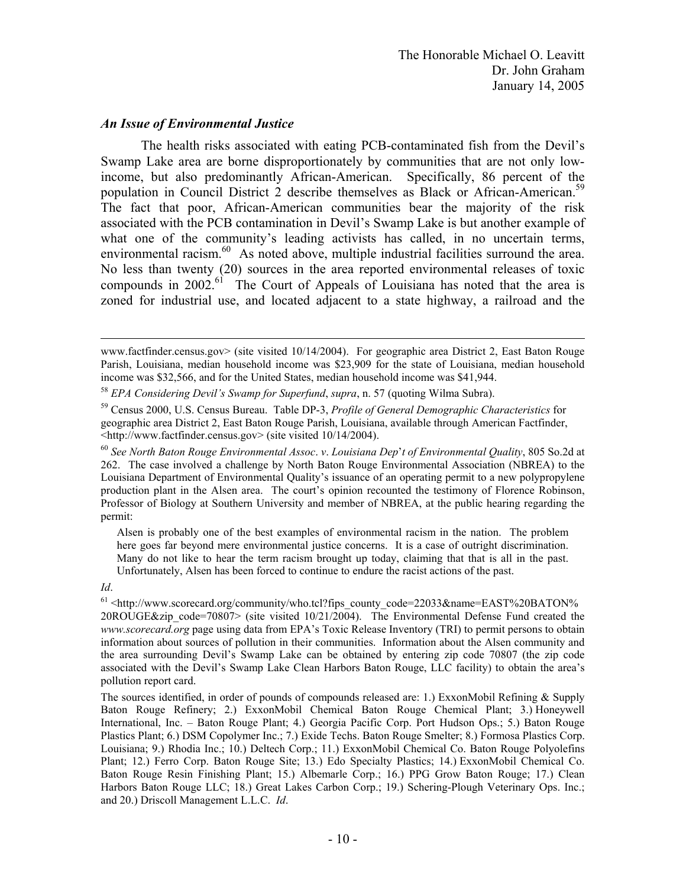### *An Issue of Environmental Justice*

The health risks associated with eating PCB-contaminated fish from the Devil's Swamp Lake area are borne disproportionately by communities that are not only low-income, but also predominantly African-American. Specifically, 86 percent of the population in Council District 2 describe themselves as Black or African-American.[59] The fact that poor, African-American communities bear the majority of the risk associated with the PCB contamination in Devil's Swamp Lake is but another example of what one of the community's leading activists has called, in no uncertain terms, environmental racism.[60] As noted above, multiple industrial facilities surround the area. No less than twenty (20) sources in the area reported environmental releases of toxic compounds in 2002.[61] The Court of Appeals of Louisiana has noted that the area is zoned for industrial use, and located adjacent to a state highway, a railroad and the

---

www.factfinder.census.gov> (site visited 10/14/2004). For geographic area District 2, East Baton Rouge Parish, Louisiana, median household income was $23,909 for the state of Louisiana, median household income was $32,566, and for the United States, median household income was $41,944.

[58] *EPA Considering Devil's Swamp for Superfund*, *supra*, n. 57 (quoting Wilma Subra).

[59] Census 2000, U.S. Census Bureau. Table DP-3, *Profile of General Demographic Characteristics* for geographic area District 2, East Baton Rouge Parish, Louisiana, available through American Factfinder, <http://www.factfinder.census.gov> (site visited 10/14/2004).

[60] *See North Baton Rouge Environmental Assoc*. *v*. *Louisiana Dep*'*t of Environmental Quality*, 805 So.2d at 262. The case involved a challenge by North Baton Rouge Environmental Association (NBREA) to the Louisiana Department of Environmental Quality's issuance of an operating permit to a new polypropylene production plant in the Alsen area. The court's opinion recounted the testimony of Florence Robinson, Professor of Biology at Southern University and member of NBREA, at the public hearing regarding the permit:

> Alsen is probably one of the best examples of environmental racism in the nation. The problem here goes far beyond mere environmental justice concerns. It is a case of outright discrimination. Many do not like to hear the term racism brought up today, claiming that that is all in the past. Unfortunately, Alsen has been forced to continue to endure the racist actions of the past.

*Id*.

[61] <http://www.scorecard.org/community/who.tcl?fips_county_code=22033&name=EAST%20BATON%20ROUGE&zip_code=70807> (site visited 10/21/2004). The Environmental Defense Fund created the *www.scorecard.org* page using data from EPA's Toxic Release Inventory (TRI) to permit persons to obtain information about sources of pollution in their communities. Information about the Alsen community and the area surrounding Devil's Swamp Lake can be obtained by entering zip code 70807 (the zip code associated with the Devil's Swamp Lake Clean Harbors Baton Rouge, LLC facility) to obtain the area's pollution report card.

The sources identified, in order of pounds of compounds released are: 1.) ExxonMobil Refining & Supply Baton Rouge Refinery; 2.) ExxonMobil Chemical Baton Rouge Chemical Plant; 3.) Honeywell International, Inc. – Baton Rouge Plant; 4.) Georgia Pacific Corp. Port Hudson Ops.; 5.) Baton Rouge Plastics Plant; 6.) DSM Copolymer Inc.; 7.) Exide Techs. Baton Rouge Smelter; 8.) Formosa Plastics Corp. Louisiana; 9.) Rhodia Inc.; 10.) Deltech Corp.; 11.) ExxonMobil Chemical Co. Baton Rouge Polyolefins Plant; 12.) Ferro Corp. Baton Rouge Site; 13.) Edo Specialty Plastics; 14.) ExxonMobil Chemical Co. Baton Rouge Resin Finishing Plant; 15.) Albemarle Corp.; 16.) PPG Grow Baton Rouge; 17.) Clean Harbors Baton Rouge LLC; 18.) Great Lakes Carbon Corp.; 19.) Schering-Plough Veterinary Ops. Inc.; and 20.) Driscoll Management L.L.C. *Id*.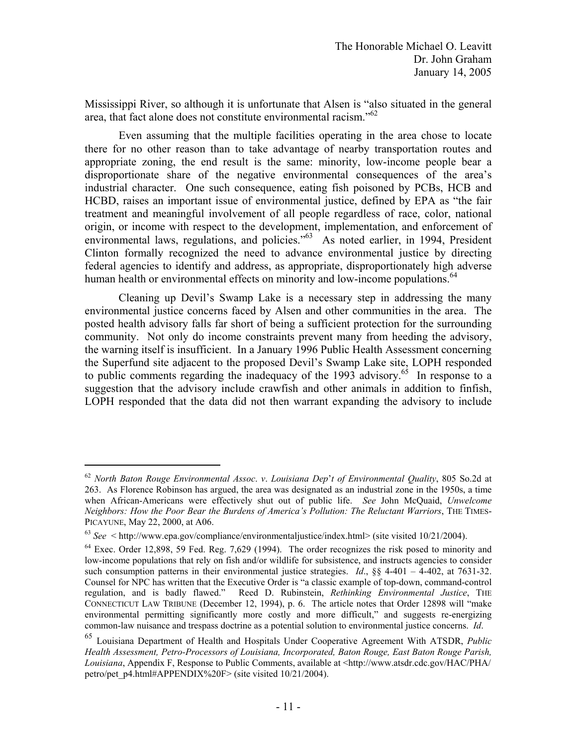Mississippi River, so although it is unfortunate that Alsen is "also situated in the general area, that fact alone does not constitute environmental racism."[62]

Even assuming that the multiple facilities operating in the area chose to locate there for no other reason than to take advantage of nearby transportation routes and appropriate zoning, the end result is the same: minority, low-income people bear a disproportionate share of the negative environmental consequences of the area's industrial character. One such consequence, eating fish poisoned by PCBs, HCB and HCBD, raises an important issue of environmental justice, defined by EPA as "the fair treatment and meaningful involvement of all people regardless of race, color, national origin, or income with respect to the development, implementation, and enforcement of environmental laws, regulations, and policies."[63] As noted earlier, in 1994, President Clinton formally recognized the need to advance environmental justice by directing federal agencies to identify and address, as appropriate, disproportionately high adverse human health or environmental effects on minority and low-income populations.[64]

Cleaning up Devil's Swamp Lake is a necessary step in addressing the many environmental justice concerns faced by Alsen and other communities in the area. The posted health advisory falls far short of being a sufficient protection for the surrounding community. Not only do income constraints prevent many from heeding the advisory, the warning itself is insufficient. In a January 1996 Public Health Assessment concerning the Superfund site adjacent to the proposed Devil's Swamp Lake site, LOPH responded to public comments regarding the inadequacy of the 1993 advisory.[65] In response to a suggestion that the advisory include crawfish and other animals in addition to finfish, LOPH responded that the data did not then warrant expanding the advisory to include

---

[62] *North Baton Rouge Environmental Assoc. v. Louisiana Dep't of Environmental Quality*, 805 So.2d at 263. As Florence Robinson has argued, the area was designated as an industrial zone in the 1950s, a time when African-Americans were effectively shut out of public life. *See* John McQuaid, *Unwelcome Neighbors: How the Poor Bear the Burdens of America's Pollution: The Reluctant Warriors*, THE TIMES-PICAYUNE, May 22, 2000, at A06.

[63] *See* < http://www.epa.gov/compliance/environmentaljustice/index.html> (site visited 10/21/2004).

[64] Exec. Order 12,898, 59 Fed. Reg. 7,629 (1994). The order recognizes the risk posed to minority and low-income populations that rely on fish and/or wildlife for subsistence, and instructs agencies to consider such consumption patterns in their environmental justice strategies. *Id*., §§ 4-401 – 4-402, at 7631-32. Counsel for NPC has written that the Executive Order is "a classic example of top-down, command-control regulation, and is badly flawed." Reed D. Rubinstein, *Rethinking Environmental Justice*, THE CONNECTICUT LAW TRIBUNE (December 12, 1994), p. 6. The article notes that Order 12898 will "make environmental permitting significantly more costly and more difficult," and suggests re-energizing common-law nuisance and trespass doctrine as a potential solution to environmental justice concerns. *Id*.

[65] Louisiana Department of Health and Hospitals Under Cooperative Agreement With ATSDR, *Public Health Assessment, Petro-Processors of Louisiana, Incorporated, Baton Rouge, East Baton Rouge Parish, Louisiana*, Appendix F, Response to Public Comments, available at <http://www.atsdr.cdc.gov/HAC/PHA/petro/pet_p4.html#APPENDIX%20F> (site visited 10/21/2004).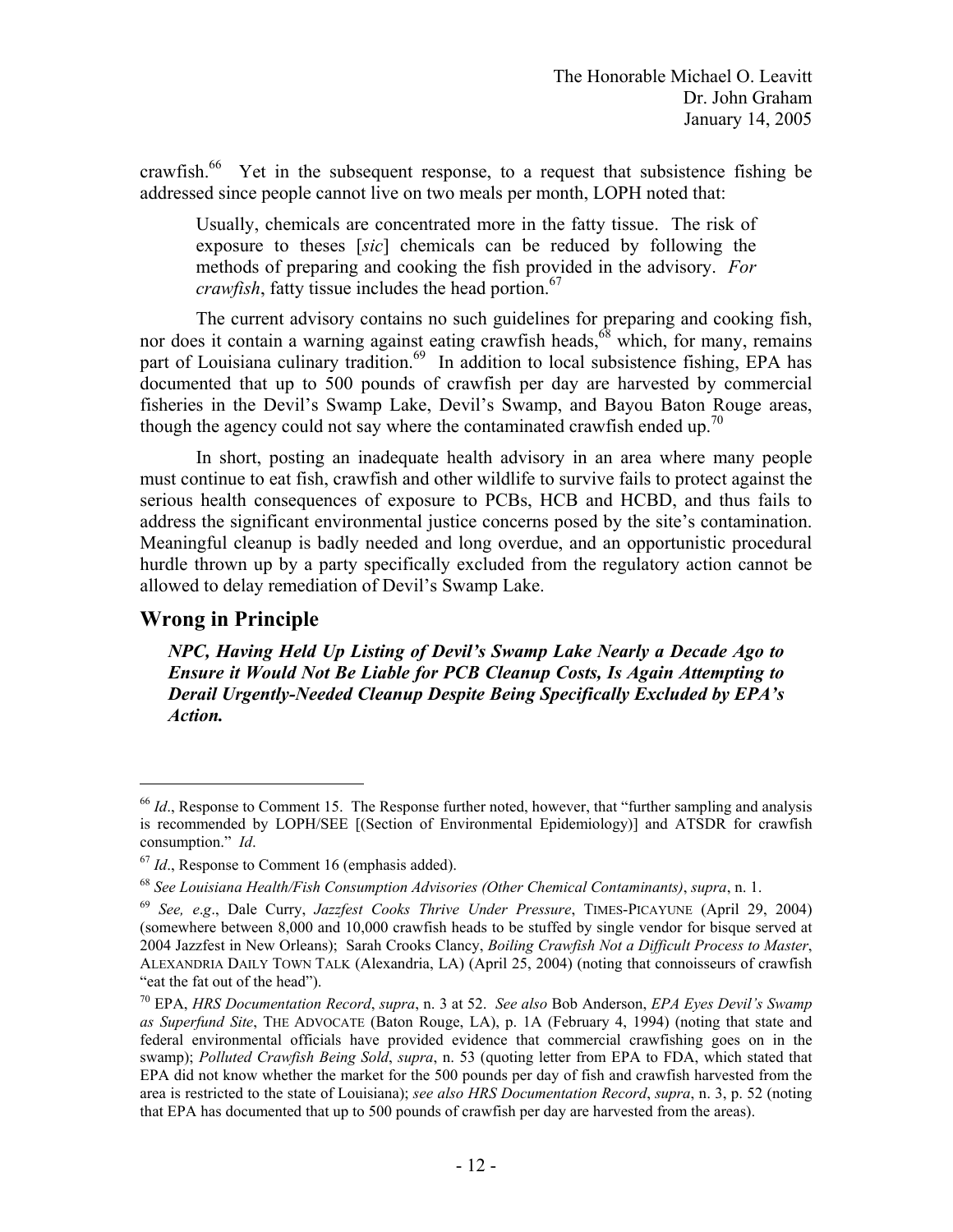crawfish.[66] Yet in the subsequent response, to a request that subsistence fishing be addressed since people cannot live on two meals per month, LOPH noted that:

> Usually, chemicals are concentrated more in the fatty tissue. The risk of exposure to theses [*sic*] chemicals can be reduced by following the methods of preparing and cooking the fish provided in the advisory. *For crawfish*, fatty tissue includes the head portion.[67]

The current advisory contains no such guidelines for preparing and cooking fish, nor does it contain a warning against eating crawfish heads,[68] which, for many, remains part of Louisiana culinary tradition.[69] In addition to local subsistence fishing, EPA has documented that up to 500 pounds of crawfish per day are harvested by commercial fisheries in the Devil's Swamp Lake, Devil's Swamp, and Bayou Baton Rouge areas, though the agency could not say where the contaminated crawfish ended up.[70]

In short, posting an inadequate health advisory in an area where many people must continue to eat fish, crawfish and other wildlife to survive fails to protect against the serious health consequences of exposure to PCBs, HCB and HCBD, and thus fails to address the significant environmental justice concerns posed by the site's contamination. Meaningful cleanup is badly needed and long overdue, and an opportunistic procedural hurdle thrown up by a party specifically excluded from the regulatory action cannot be allowed to delay remediation of Devil's Swamp Lake.

## Wrong in Principle

***NPC, Having Held Up Listing of Devil's Swamp Lake Nearly a Decade Ago to Ensure it Would Not Be Liable for PCB Cleanup Costs, Is Again Attempting to Derail Urgently-Needed Cleanup Despite Being Specifically Excluded by EPA's Action.***

---

[66] *Id*., Response to Comment 15. The Response further noted, however, that "further sampling and analysis is recommended by LOPH/SEE [(Section of Environmental Epidemiology)] and ATSDR for crawfish consumption." *Id*.

[67] *Id*., Response to Comment 16 (emphasis added).

[68] *See Louisiana Health/Fish Consumption Advisories (Other Chemical Contaminants)*, *supra*, n. 1.

[69] *See, e.g*., Dale Curry, *Jazzfest Cooks Thrive Under Pressure*, TIMES-PICAYUNE (April 29, 2004) (somewhere between 8,000 and 10,000 crawfish heads to be stuffed by single vendor for bisque served at 2004 Jazzfest in New Orleans); Sarah Crooks Clancy, *Boiling Crawfish Not a Difficult Process to Master*, ALEXANDRIA DAILY TOWN TALK (Alexandria, LA) (April 25, 2004) (noting that connoisseurs of crawfish "eat the fat out of the head").

[70] EPA, *HRS Documentation Record*, *supra*, n. 3 at 52. *See also* Bob Anderson, *EPA Eyes Devil's Swamp as Superfund Site*, THE ADVOCATE (Baton Rouge, LA), p. 1A (February 4, 1994) (noting that state and federal environmental officials have provided evidence that commercial crawfishing goes on in the swamp); *Polluted Crawfish Being Sold*, *supra*, n. 53 (quoting letter from EPA to FDA, which stated that EPA did not know whether the market for the 500 pounds per day of fish and crawfish harvested from the area is restricted to the state of Louisiana); *see also HRS Documentation Record*, *supra*, n. 3, p. 52 (noting that EPA has documented that up to 500 pounds of crawfish per day are harvested from the areas).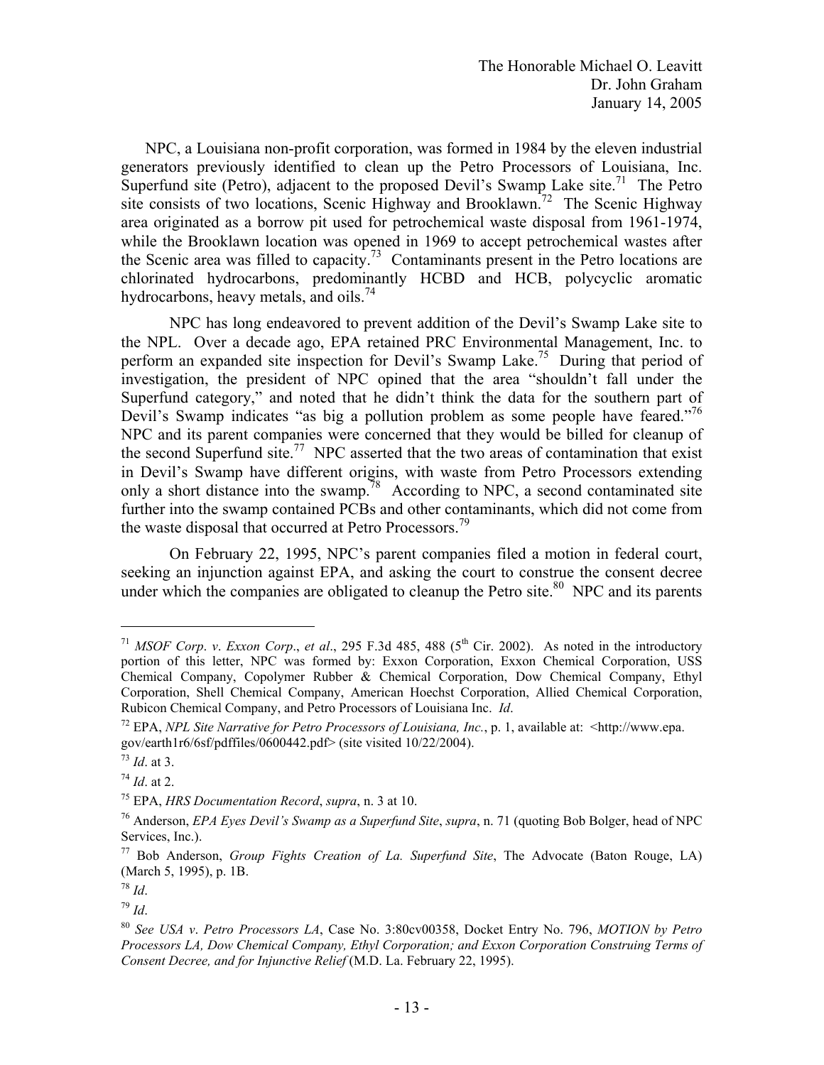NPC, a Louisiana non-profit corporation, was formed in 1984 by the eleven industrial generators previously identified to clean up the Petro Processors of Louisiana, Inc. Superfund site (Petro), adjacent to the proposed Devil's Swamp Lake site.[71] The Petro site consists of two locations, Scenic Highway and Brooklawn.[72] The Scenic Highway area originated as a borrow pit used for petrochemical waste disposal from 1961-1974, while the Brooklawn location was opened in 1969 to accept petrochemical wastes after the Scenic area was filled to capacity.[73] Contaminants present in the Petro locations are chlorinated hydrocarbons, predominantly HCBD and HCB, polycyclic aromatic hydrocarbons, heavy metals, and oils.[74]

NPC has long endeavored to prevent addition of the Devil's Swamp Lake site to the NPL. Over a decade ago, EPA retained PRC Environmental Management, Inc. to perform an expanded site inspection for Devil's Swamp Lake.[75] During that period of investigation, the president of NPC opined that the area "shouldn't fall under the Superfund category," and noted that he didn't think the data for the southern part of Devil's Swamp indicates "as big a pollution problem as some people have feared."[76] NPC and its parent companies were concerned that they would be billed for cleanup of the second Superfund site.[77] NPC asserted that the two areas of contamination that exist in Devil's Swamp have different origins, with waste from Petro Processors extending only a short distance into the swamp.[78] According to NPC, a second contaminated site further into the swamp contained PCBs and other contaminants, which did not come from the waste disposal that occurred at Petro Processors.[79]

On February 22, 1995, NPC's parent companies filed a motion in federal court, seeking an injunction against EPA, and asking the court to construe the consent decree under which the companies are obligated to cleanup the Petro site.[80] NPC and its parents

---

[71] *MSOF Corp*. *v*. *Exxon Corp*., *et al*., 295 F.3d 485, 488 (5th Cir. 2002). As noted in the introductory portion of this letter, NPC was formed by: Exxon Corporation, Exxon Chemical Corporation, USS Chemical Company, Copolymer Rubber & Chemical Corporation, Dow Chemical Company, Ethyl Corporation, Shell Chemical Company, American Hoechst Corporation, Allied Chemical Corporation, Rubicon Chemical Company, and Petro Processors of Louisiana Inc. *Id*.

[72] EPA, *NPL Site Narrative for Petro Processors of Louisiana, Inc.*, p. 1, available at: <http://www.epa.gov/earth1r6/6sf/pdffiles/0600442.pdf> (site visited 10/22/2004).

[73] *Id*. at 3.

[74] *Id*. at 2.

[75] EPA, *HRS Documentation Record*, *supra*, n. 3 at 10.

[76] Anderson, *EPA Eyes Devil's Swamp as a Superfund Site*, *supra*, n. 71 (quoting Bob Bolger, head of NPC Services, Inc.).

[77] Bob Anderson, *Group Fights Creation of La. Superfund Site*, The Advocate (Baton Rouge, LA) (March 5, 1995), p. 1B.

[78] *Id*.

[79] *Id*.

[80] *See USA v*. *Petro Processors LA*, Case No. 3:80cv00358, Docket Entry No. 796, *MOTION by Petro Processors LA, Dow Chemical Company, Ethyl Corporation; and Exxon Corporation Construing Terms of Consent Decree, and for Injunctive Relief* (M.D. La. February 22, 1995).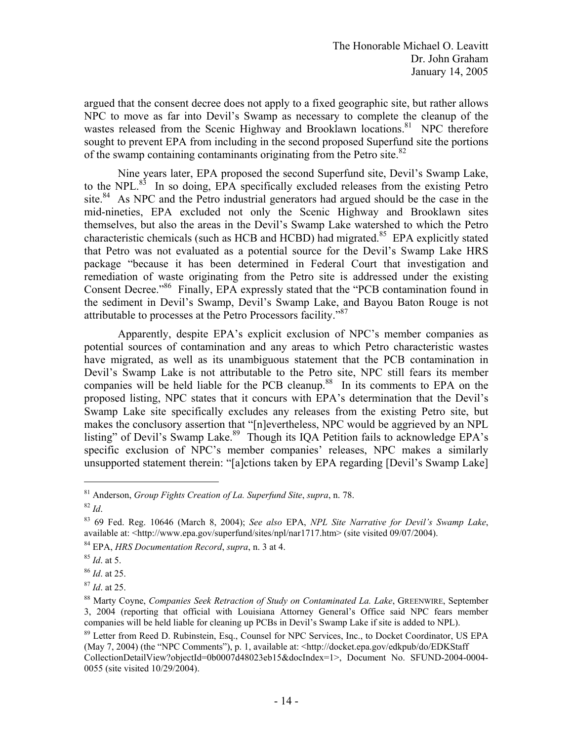argued that the consent decree does not apply to a fixed geographic site, but rather allows NPC to move as far into Devil's Swamp as necessary to complete the cleanup of the wastes released from the Scenic Highway and Brooklawn locations.[81] NPC therefore sought to prevent EPA from including in the second proposed Superfund site the portions of the swamp containing contaminants originating from the Petro site.[82]

Nine years later, EPA proposed the second Superfund site, Devil's Swamp Lake, to the NPL.[83] In so doing, EPA specifically excluded releases from the existing Petro site.[84] As NPC and the Petro industrial generators had argued should be the case in the mid-nineties, EPA excluded not only the Scenic Highway and Brooklawn sites themselves, but also the areas in the Devil's Swamp Lake watershed to which the Petro characteristic chemicals (such as HCB and HCBD) had migrated.[85] EPA explicitly stated that Petro was not evaluated as a potential source for the Devil's Swamp Lake HRS package "because it has been determined in Federal Court that investigation and remediation of waste originating from the Petro site is addressed under the existing Consent Decree."[86] Finally, EPA expressly stated that the "PCB contamination found in the sediment in Devil's Swamp, Devil's Swamp Lake, and Bayou Baton Rouge is not attributable to processes at the Petro Processors facility."[87]

Apparently, despite EPA's explicit exclusion of NPC's member companies as potential sources of contamination and any areas to which Petro characteristic wastes have migrated, as well as its unambiguous statement that the PCB contamination in Devil's Swamp Lake is not attributable to the Petro site, NPC still fears its member companies will be held liable for the PCB cleanup.[88] In its comments to EPA on the proposed listing, NPC states that it concurs with EPA's determination that the Devil's Swamp Lake site specifically excludes any releases from the existing Petro site, but makes the conclusory assertion that "[n]evertheless, NPC would be aggrieved by an NPL listing" of Devil's Swamp Lake.[89] Though its IQA Petition fails to acknowledge EPA's specific exclusion of NPC's member companies' releases, NPC makes a similarly unsupported statement therein: "[a]ctions taken by EPA regarding [Devil's Swamp Lake]

---

[81] Anderson, *Group Fights Creation of La. Superfund Site*, *supra*, n. 78.

[82] *Id*.

[83] 69 Fed. Reg. 10646 (March 8, 2004); *See also* EPA, *NPL Site Narrative for Devil's Swamp Lake*, available at: <http://www.epa.gov/superfund/sites/npl/nar1717.htm> (site visited 09/07/2004).

[84] EPA, *HRS Documentation Record*, *supra*, n. 3 at 4.

[85] *Id*. at 5.

[86] *Id*. at 25.

[87] *Id*. at 25.

[88] Marty Coyne, *Companies Seek Retraction of Study on Contaminated La. Lake*, GREENWIRE, September 3, 2004 (reporting that official with Louisiana Attorney General's Office said NPC fears member companies will be held liable for cleaning up PCBs in Devil's Swamp Lake if site is added to NPL).

[89] Letter from Reed D. Rubinstein, Esq., Counsel for NPC Services, Inc., to Docket Coordinator, US EPA (May 7, 2004) (the "NPC Comments"), p. 1, available at: <http://docket.epa.gov/edkpub/do/EDKStaff CollectionDetailView?objectId=0b0007d48023eb15&docIndex=1>, Document No. SFUND-2004-0004-0055 (site visited 10/29/2004).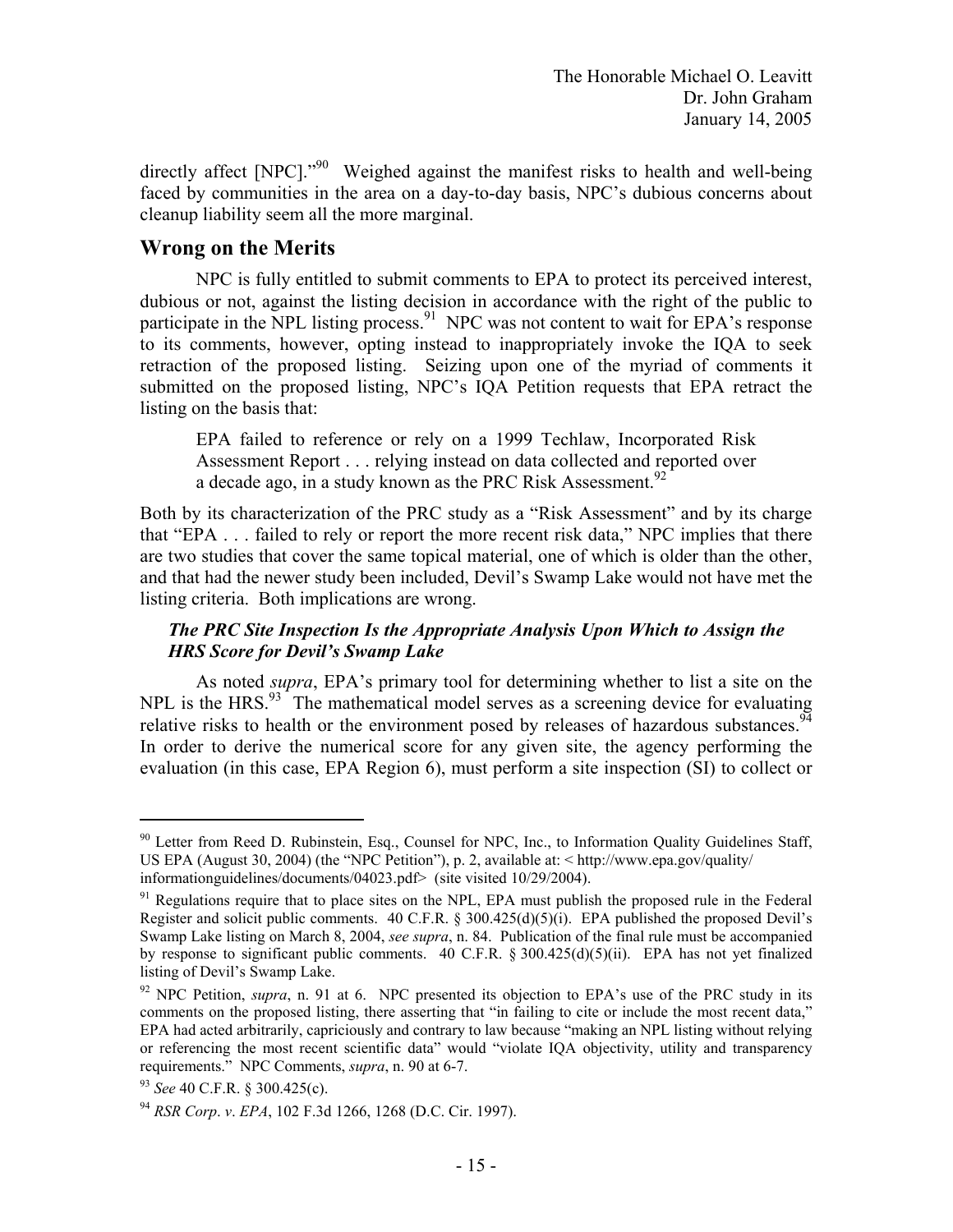directly affect [NPC]."[90] Weighed against the manifest risks to health and well-being faced by communities in the area on a day-to-day basis, NPC's dubious concerns about cleanup liability seem all the more marginal.

## Wrong on the Merits

NPC is fully entitled to submit comments to EPA to protect its perceived interest, dubious or not, against the listing decision in accordance with the right of the public to participate in the NPL listing process.[91] NPC was not content to wait for EPA's response to its comments, however, opting instead to inappropriately invoke the IQA to seek retraction of the proposed listing. Seizing upon one of the myriad of comments it submitted on the proposed listing, NPC's IQA Petition requests that EPA retract the listing on the basis that:

> EPA failed to reference or rely on a 1999 Techlaw, Incorporated Risk Assessment Report . . . relying instead on data collected and reported over a decade ago, in a study known as the PRC Risk Assessment.[92]

Both by its characterization of the PRC study as a "Risk Assessment" and by its charge that "EPA . . . failed to rely or report the more recent risk data," NPC implies that there are two studies that cover the same topical material, one of which is older than the other, and that had the newer study been included, Devil's Swamp Lake would not have met the listing criteria. Both implications are wrong.

### *The PRC Site Inspection Is the Appropriate Analysis Upon Which to Assign the HRS Score for Devil's Swamp Lake*

As noted *supra*, EPA's primary tool for determining whether to list a site on the NPL is the HRS.[93] The mathematical model serves as a screening device for evaluating relative risks to health or the environment posed by releases of hazardous substances.[94] In order to derive the numerical score for any given site, the agency performing the evaluation (in this case, EPA Region 6), must perform a site inspection (SI) to collect or

---

[90] Letter from Reed D. Rubinstein, Esq., Counsel for NPC, Inc., to Information Quality Guidelines Staff, US EPA (August 30, 2004) (the "NPC Petition"), p. 2, available at: < http://www.epa.gov/quality/informationguidelines/documents/04023.pdf> (site visited 10/29/2004).

[91] Regulations require that to place sites on the NPL, EPA must publish the proposed rule in the Federal Register and solicit public comments. 40 C.F.R. § 300.425(d)(5)(i). EPA published the proposed Devil's Swamp Lake listing on March 8, 2004, *see supra*, n. 84. Publication of the final rule must be accompanied by response to significant public comments. 40 C.F.R. § 300.425(d)(5)(ii). EPA has not yet finalized listing of Devil's Swamp Lake.

[92] NPC Petition, *supra*, n. 91 at 6. NPC presented its objection to EPA's use of the PRC study in its comments on the proposed listing, there asserting that "in failing to cite or include the most recent data," EPA had acted arbitrarily, capriciously and contrary to law because "making an NPL listing without relying or referencing the most recent scientific data" would "violate IQA objectivity, utility and transparency requirements." NPC Comments, *supra*, n. 90 at 6-7.

[93] *See* 40 C.F.R. § 300.425(c).

[94] *RSR Corp*. *v*. *EPA*, 102 F.3d 1266, 1268 (D.C. Cir. 1997).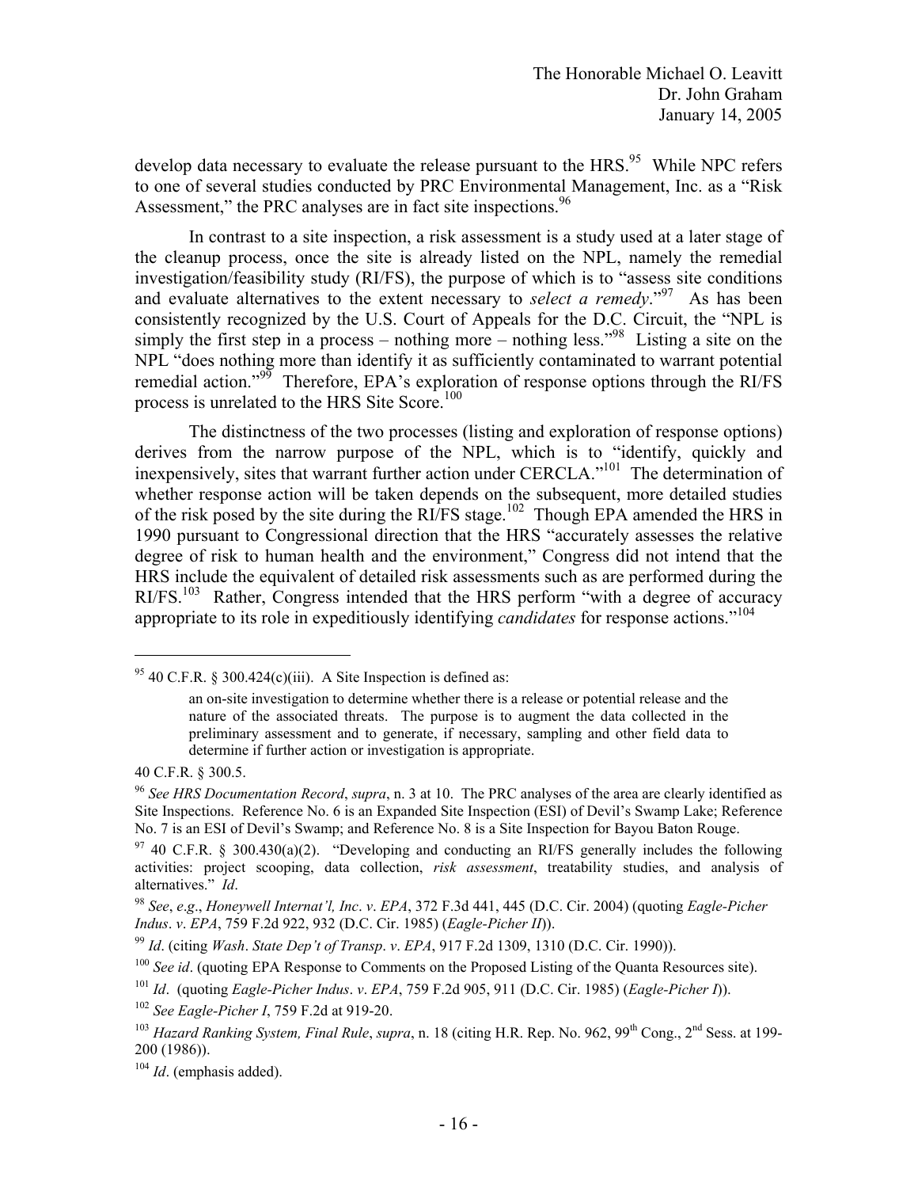develop data necessary to evaluate the release pursuant to the HRS.[95] While NPC refers to one of several studies conducted by PRC Environmental Management, Inc. as a "Risk Assessment," the PRC analyses are in fact site inspections.[96]

In contrast to a site inspection, a risk assessment is a study used at a later stage of the cleanup process, once the site is already listed on the NPL, namely the remedial investigation/feasibility study (RI/FS), the purpose of which is to "assess site conditions and evaluate alternatives to the extent necessary to *select a remedy*."[97] As has been consistently recognized by the U.S. Court of Appeals for the D.C. Circuit, the "NPL is simply the first step in a process – nothing more – nothing less."[98] Listing a site on the NPL "does nothing more than identify it as sufficiently contaminated to warrant potential remedial action."[99] Therefore, EPA's exploration of response options through the RI/FS process is unrelated to the HRS Site Score.[100]

The distinctness of the two processes (listing and exploration of response options) derives from the narrow purpose of the NPL, which is to "identify, quickly and inexpensively, sites that warrant further action under CERCLA."[101] The determination of whether response action will be taken depends on the subsequent, more detailed studies of the risk posed by the site during the RI/FS stage.[102] Though EPA amended the HRS in 1990 pursuant to Congressional direction that the HRS "accurately assesses the relative degree of risk to human health and the environment," Congress did not intend that the HRS include the equivalent of detailed risk assessments such as are performed during the RI/FS.[103] Rather, Congress intended that the HRS perform "with a degree of accuracy appropriate to its role in expeditiously identifying *candidates* for response actions."[104]

---

[95] 40 C.F.R. § 300.424(c)(iii). A Site Inspection is defined as:

> an on-site investigation to determine whether there is a release or potential release and the nature of the associated threats. The purpose is to augment the data collected in the preliminary assessment and to generate, if necessary, sampling and other field data to determine if further action or investigation is appropriate.

40 C.F.R. § 300.5.

[96] *See HRS Documentation Record*, *supra*, n. 3 at 10. The PRC analyses of the area are clearly identified as Site Inspections. Reference No. 6 is an Expanded Site Inspection (ESI) of Devil's Swamp Lake; Reference No. 7 is an ESI of Devil's Swamp; and Reference No. 8 is a Site Inspection for Bayou Baton Rouge.

[97] 40 C.F.R. § 300.430(a)(2). "Developing and conducting an RI/FS generally includes the following activities: project scooping, data collection, *risk assessment*, treatability studies, and analysis of alternatives." *Id*.

[98] *See*, *e.g*., *Honeywell Internat'l, Inc*. *v*. *EPA*, 372 F.3d 441, 445 (D.C. Cir. 2004) (quoting *Eagle-Picher Indus*. *v*. *EPA*, 759 F.2d 922, 932 (D.C. Cir. 1985) (*Eagle-Picher II*)).

[99] *Id*. (citing *Wash*. *State Dep't of Transp*. *v*. *EPA*, 917 F.2d 1309, 1310 (D.C. Cir. 1990)).

[100] *See id*. (quoting EPA Response to Comments on the Proposed Listing of the Quanta Resources site).

[101] *Id*. (quoting *Eagle-Picher Indus*. *v*. *EPA*, 759 F.2d 905, 911 (D.C. Cir. 1985) (*Eagle-Picher I*)).

[102] *See Eagle-Picher I*, 759 F.2d at 919-20.

[103] *Hazard Ranking System, Final Rule*, *supra*, n. 18 (citing H.R. Rep. No. 962, 99th Cong., 2nd Sess. at 199-200 (1986)).

[104] *Id*. (emphasis added).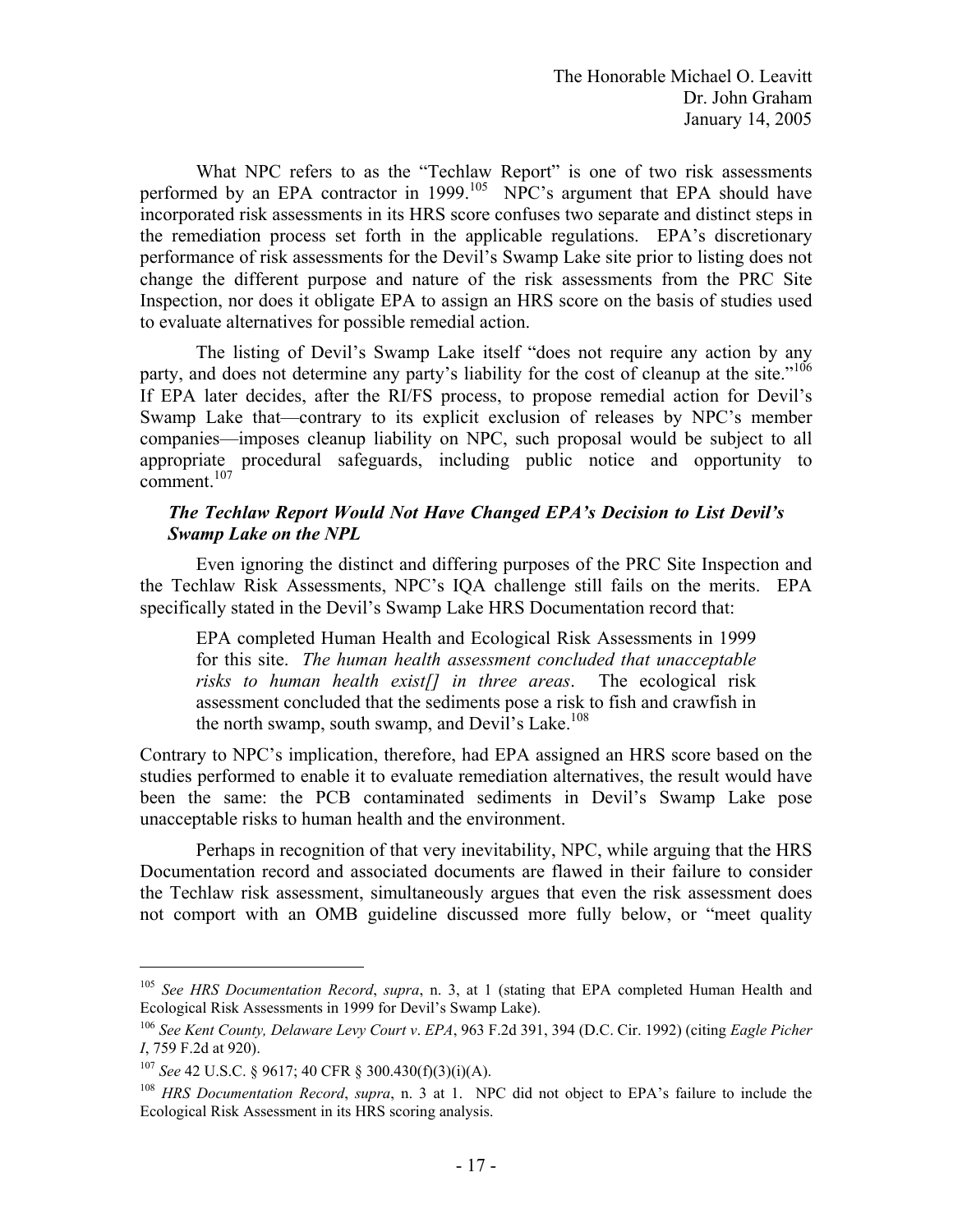What NPC refers to as the "Techlaw Report" is one of two risk assessments performed by an EPA contractor in 1999.[105] NPC's argument that EPA should have incorporated risk assessments in its HRS score confuses two separate and distinct steps in the remediation process set forth in the applicable regulations. EPA's discretionary performance of risk assessments for the Devil's Swamp Lake site prior to listing does not change the different purpose and nature of the risk assessments from the PRC Site Inspection, nor does it obligate EPA to assign an HRS score on the basis of studies used to evaluate alternatives for possible remedial action.

The listing of Devil's Swamp Lake itself "does not require any action by any party, and does not determine any party's liability for the cost of cleanup at the site."[106] If EPA later decides, after the RI/FS process, to propose remedial action for Devil's Swamp Lake that—contrary to its explicit exclusion of releases by NPC's member companies—imposes cleanup liability on NPC, such proposal would be subject to all appropriate procedural safeguards, including public notice and opportunity to comment.[107]

***The Techlaw Report Would Not Have Changed EPA's Decision to List Devil's Swamp Lake on the NPL***

Even ignoring the distinct and differing purposes of the PRC Site Inspection and the Techlaw Risk Assessments, NPC's IQA challenge still fails on the merits. EPA specifically stated in the Devil's Swamp Lake HRS Documentation record that:

> EPA completed Human Health and Ecological Risk Assessments in 1999 for this site. *The human health assessment concluded that unacceptable risks to human health exist[] in three areas*. The ecological risk assessment concluded that the sediments pose a risk to fish and crawfish in the north swamp, south swamp, and Devil's Lake.[108]

Contrary to NPC's implication, therefore, had EPA assigned an HRS score based on the studies performed to enable it to evaluate remediation alternatives, the result would have been the same: the PCB contaminated sediments in Devil's Swamp Lake pose unacceptable risks to human health and the environment.

Perhaps in recognition of that very inevitability, NPC, while arguing that the HRS Documentation record and associated documents are flawed in their failure to consider the Techlaw risk assessment, simultaneously argues that even the risk assessment does not comport with an OMB guideline discussed more fully below, or "meet quality

---

[105] *See HRS Documentation Record*, *supra*, n. 3, at 1 (stating that EPA completed Human Health and Ecological Risk Assessments in 1999 for Devil's Swamp Lake).

[106] *See Kent County, Delaware Levy Court v. EPA*, 963 F.2d 391, 394 (D.C. Cir. 1992) (citing *Eagle Picher I*, 759 F.2d at 920).

[107] *See* 42 U.S.C. § 9617; 40 CFR § 300.430(f)(3)(i)(A).

[108] *HRS Documentation Record*, *supra*, n. 3 at 1. NPC did not object to EPA's failure to include the Ecological Risk Assessment in its HRS scoring analysis.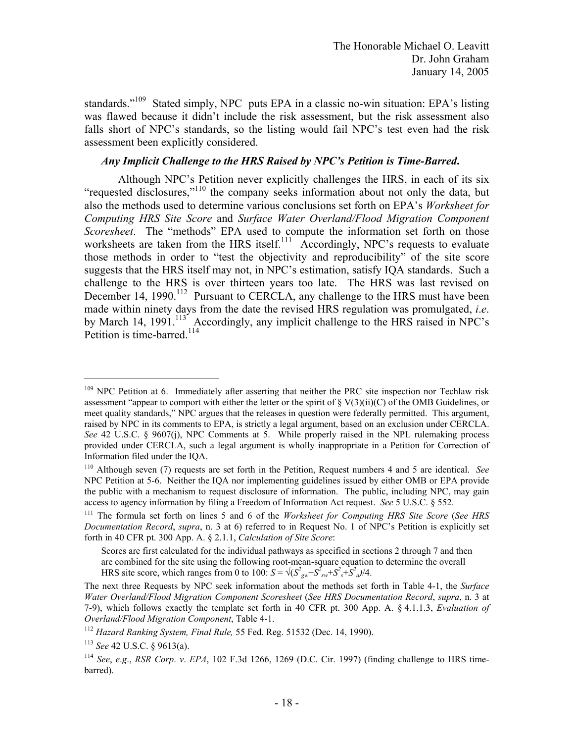standards."[109] Stated simply, NPC puts EPA in a classic no-win situation: EPA's listing was flawed because it didn't include the risk assessment, but the risk assessment also falls short of NPC's standards, so the listing would fail NPC's test even had the risk assessment been explicitly considered.

***Any Implicit Challenge to the HRS Raised by NPC's Petition is Time-Barred.***

Although NPC's Petition never explicitly challenges the HRS, in each of its six "requested disclosures,"[110] the company seeks information about not only the data, but also the methods used to determine various conclusions set forth on EPA's *Worksheet for Computing HRS Site Score* and *Surface Water Overland/Flood Migration Component Scoresheet*. The "methods" EPA used to compute the information set forth on those worksheets are taken from the HRS itself.[111] Accordingly, NPC's requests to evaluate those methods in order to "test the objectivity and reproducibility" of the site score suggests that the HRS itself may not, in NPC's estimation, satisfy IQA standards. Such a challenge to the HRS is over thirteen years too late. The HRS was last revised on December 14, 1990.[112] Pursuant to CERCLA, any challenge to the HRS must have been made within ninety days from the date the revised HRS regulation was promulgated, *i.e*. by March 14, 1991.[113] Accordingly, any implicit challenge to the HRS raised in NPC's Petition is time-barred.[114]

---

[109] NPC Petition at 6. Immediately after asserting that neither the PRC site inspection nor Techlaw risk assessment "appear to comport with either the letter or the spirit of § V(3)(ii)(C) of the OMB Guidelines, or meet quality standards," NPC argues that the releases in question were federally permitted. This argument, raised by NPC in its comments to EPA, is strictly a legal argument, based on an exclusion under CERCLA. *See* 42 U.S.C. § 9607(j), NPC Comments at 5. While properly raised in the NPL rulemaking process provided under CERCLA, such a legal argument is wholly inappropriate in a Petition for Correction of Information filed under the IQA.

[110] Although seven (7) requests are set forth in the Petition, Request numbers 4 and 5 are identical. *See* NPC Petition at 5-6. Neither the IQA nor implementing guidelines issued by either OMB or EPA provide the public with a mechanism to request disclosure of information. The public, including NPC, may gain access to agency information by filing a Freedom of Information Act request. *See* 5 U.S.C. § 552.

[111] The formula set forth on lines 5 and 6 of the *Worksheet for Computing HRS Site Score* (*See HRS Documentation Record*, *supra*, n. 3 at 6) referred to in Request No. 1 of NPC's Petition is explicitly set forth in 40 CFR pt. 300 App. A. § 2.1.1, *Calculation of Site Score*:

> Scores are first calculated for the individual pathways as specified in sections 2 through 7 and then are combined for the site using the following root-mean-square equation to determine the overall HRS site score, which ranges from 0 to 100: $S = \sqrt{(S^2_{gw}+S^2_{sw}+S^2_s+S^2_a)/4}$.

The next three Requests by NPC seek information about the methods set forth in Table 4-1, the *Surface Water Overland/Flood Migration Component Scoresheet* (*See HRS Documentation Record*, *supra*, n. 3 at 7-9), which follows exactly the template set forth in 40 CFR pt. 300 App. A. § 4.1.1.3, *Evaluation of Overland/Flood Migration Component*, Table 4-1.

[112] *Hazard Ranking System, Final Rule,* 55 Fed. Reg. 51532 (Dec. 14, 1990).

[113] *See* 42 U.S.C. § 9613(a).

[114] *See*, *e.g*., *RSR Corp*. *v*. *EPA*, 102 F.3d 1266, 1269 (D.C. Cir. 1997) (finding challenge to HRS time-barred).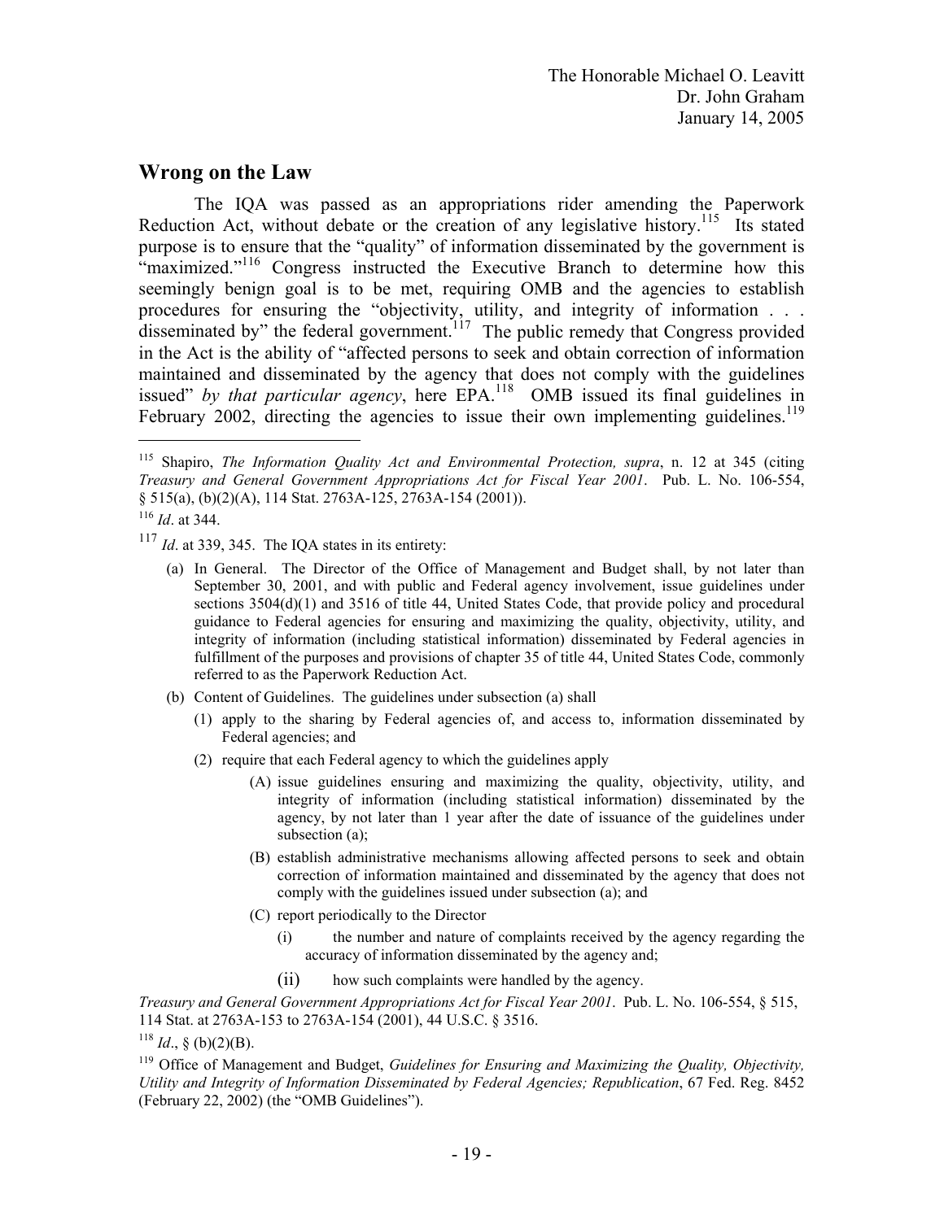## Wrong on the Law

The IQA was passed as an appropriations rider amending the Paperwork Reduction Act, without debate or the creation of any legislative history.[115] Its stated purpose is to ensure that the "quality" of information disseminated by the government is "maximized."[116] Congress instructed the Executive Branch to determine how this seemingly benign goal is to be met, requiring OMB and the agencies to establish procedures for ensuring the "objectivity, utility, and integrity of information . . . disseminated by" the federal government.[117] The public remedy that Congress provided in the Act is the ability of "affected persons to seek and obtain correction of information maintained and disseminated by the agency that does not comply with the guidelines issued" *by that particular agency*, here EPA.[118] OMB issued its final guidelines in February 2002, directing the agencies to issue their own implementing guidelines.[119]

---

[115] Shapiro, *The Information Quality Act and Environmental Protection, supra*, n. 12 at 345 (citing *Treasury and General Government Appropriations Act for Fiscal Year 2001*. Pub. L. No. 106-554, § 515(a), (b)(2)(A), 114 Stat. 2763A-125, 2763A-154 (2001)).

[116] *Id*. at 344.

[117] *Id*. at 339, 345. The IQA states in its entirety:

(a) In General. The Director of the Office of Management and Budget shall, by not later than September 30, 2001, and with public and Federal agency involvement, issue guidelines under sections 3504(d)(1) and 3516 of title 44, United States Code, that provide policy and procedural guidance to Federal agencies for ensuring and maximizing the quality, objectivity, utility, and integrity of information (including statistical information) disseminated by Federal agencies in fulfillment of the purposes and provisions of chapter 35 of title 44, United States Code, commonly referred to as the Paperwork Reduction Act.

(b) Content of Guidelines. The guidelines under subsection (a) shall

- (1) apply to the sharing by Federal agencies of, and access to, information disseminated by Federal agencies; and
- (2) require that each Federal agency to which the guidelines apply
  - (A) issue guidelines ensuring and maximizing the quality, objectivity, utility, and integrity of information (including statistical information) disseminated by the agency, by not later than 1 year after the date of issuance of the guidelines under subsection (a);
  - (B) establish administrative mechanisms allowing affected persons to seek and obtain correction of information maintained and disseminated by the agency that does not comply with the guidelines issued under subsection (a); and
  - (C) report periodically to the Director
    - (i) the number and nature of complaints received by the agency regarding the accuracy of information disseminated by the agency and;
    - (ii) how such complaints were handled by the agency.

*Treasury and General Government Appropriations Act for Fiscal Year 2001*. Pub. L. No. 106-554, § 515, 114 Stat. at 2763A-153 to 2763A-154 (2001), 44 U.S.C. § 3516.

[118] *Id*., § (b)(2)(B).

[119] Office of Management and Budget, *Guidelines for Ensuring and Maximizing the Quality, Objectivity, Utility and Integrity of Information Disseminated by Federal Agencies; Republication*, 67 Fed. Reg. 8452 (February 22, 2002) (the "OMB Guidelines").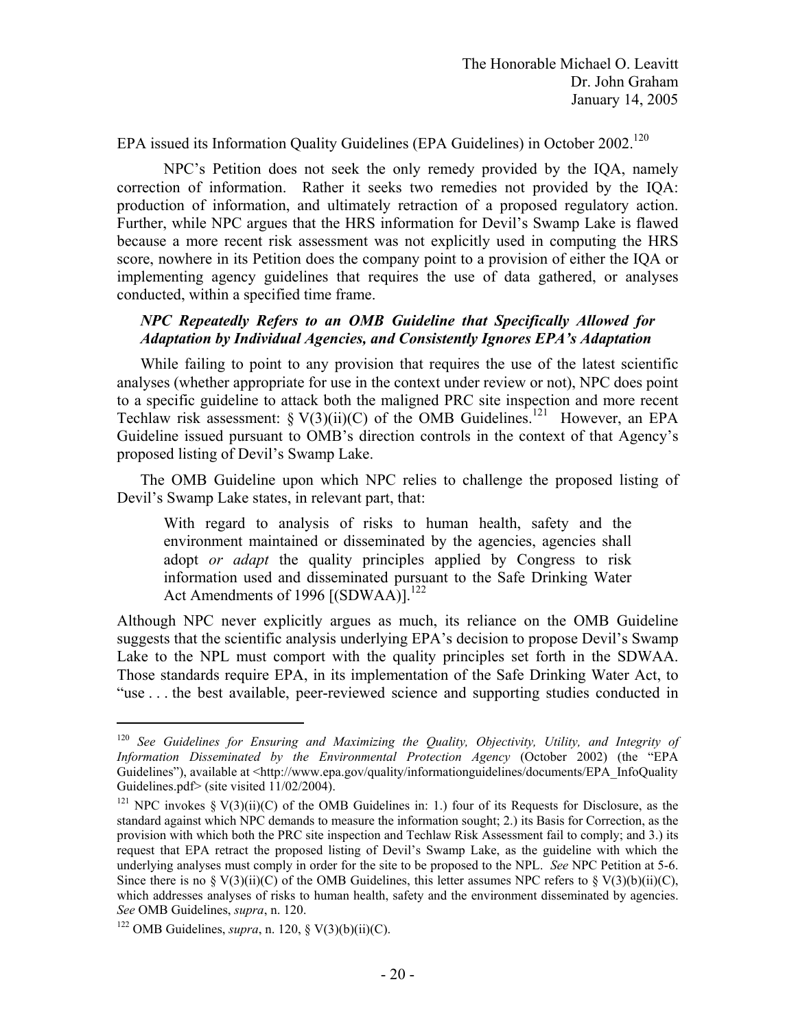EPA issued its Information Quality Guidelines (EPA Guidelines) in October 2002.[120]

NPC's Petition does not seek the only remedy provided by the IQA, namely correction of information. Rather it seeks two remedies not provided by the IQA: production of information, and ultimately retraction of a proposed regulatory action. Further, while NPC argues that the HRS information for Devil's Swamp Lake is flawed because a more recent risk assessment was not explicitly used in computing the HRS score, nowhere in its Petition does the company point to a provision of either the IQA or implementing agency guidelines that requires the use of data gathered, or analyses conducted, within a specified time frame.

***NPC Repeatedly Refers to an OMB Guideline that Specifically Allowed for Adaptation by Individual Agencies, and Consistently Ignores EPA's Adaptation***

While failing to point to any provision that requires the use of the latest scientific analyses (whether appropriate for use in the context under review or not), NPC does point to a specific guideline to attack both the maligned PRC site inspection and more recent Techlaw risk assessment: § V(3)(ii)(C) of the OMB Guidelines.[121] However, an EPA Guideline issued pursuant to OMB's direction controls in the context of that Agency's proposed listing of Devil's Swamp Lake.

The OMB Guideline upon which NPC relies to challenge the proposed listing of Devil's Swamp Lake states, in relevant part, that:

> With regard to analysis of risks to human health, safety and the environment maintained or disseminated by the agencies, agencies shall adopt *or adapt* the quality principles applied by Congress to risk information used and disseminated pursuant to the Safe Drinking Water Act Amendments of 1996 [(SDWAA)].[122]

Although NPC never explicitly argues as much, its reliance on the OMB Guideline suggests that the scientific analysis underlying EPA's decision to propose Devil's Swamp Lake to the NPL must comport with the quality principles set forth in the SDWAA. Those standards require EPA, in its implementation of the Safe Drinking Water Act, to "use . . . the best available, peer-reviewed science and supporting studies conducted in

---

[120] *See Guidelines for Ensuring and Maximizing the Quality, Objectivity, Utility, and Integrity of Information Disseminated by the Environmental Protection Agency* (October 2002) (the "EPA Guidelines"), available at <http://www.epa.gov/quality/informationguidelines/documents/EPA_InfoQuality Guidelines.pdf> (site visited 11/02/2004).

[121] NPC invokes § V(3)(ii)(C) of the OMB Guidelines in: 1.) four of its Requests for Disclosure, as the standard against which NPC demands to measure the information sought; 2.) its Basis for Correction, as the provision with which both the PRC site inspection and Techlaw Risk Assessment fail to comply; and 3.) its request that EPA retract the proposed listing of Devil's Swamp Lake, as the guideline with which the underlying analyses must comply in order for the site to be proposed to the NPL. *See* NPC Petition at 5-6. Since there is no § V(3)(ii)(C) of the OMB Guidelines, this letter assumes NPC refers to § V(3)(b)(ii)(C), which addresses analyses of risks to human health, safety and the environment disseminated by agencies. *See* OMB Guidelines, *supra*, n. 120.

[122] OMB Guidelines, *supra*, n. 120, § V(3)(b)(ii)(C).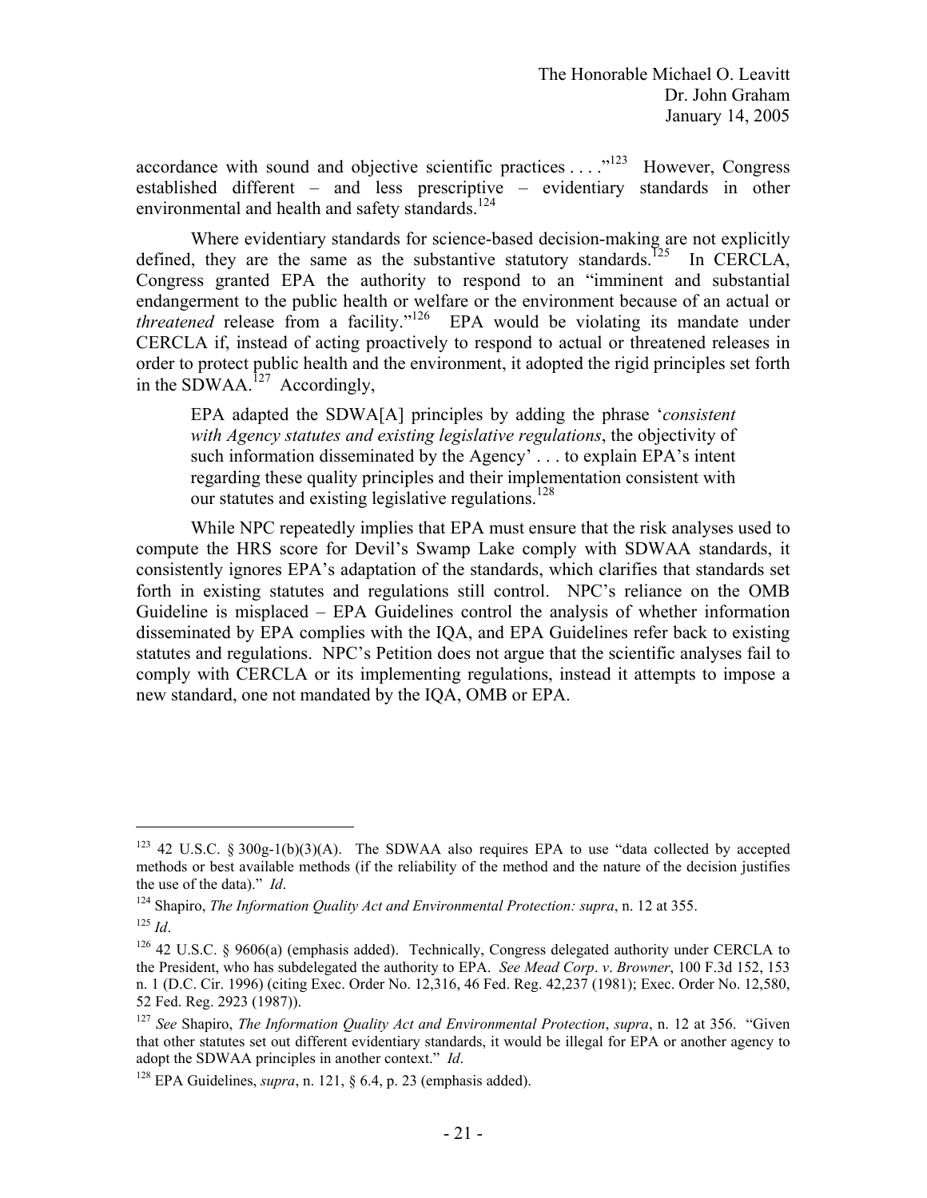accordance with sound and objective scientific practices . . . ."[123] However, Congress established different – and less prescriptive – evidentiary standards in other environmental and health and safety standards.[124]

Where evidentiary standards for science-based decision-making are not explicitly defined, they are the same as the substantive statutory standards.[125] In CERCLA, Congress granted EPA the authority to respond to an "imminent and substantial endangerment to the public health or welfare or the environment because of an actual or *threatened* release from a facility."[126] EPA would be violating its mandate under CERCLA if, instead of acting proactively to respond to actual or threatened releases in order to protect public health and the environment, it adopted the rigid principles set forth in the SDWAA.[127] Accordingly,

> EPA adapted the SDWA[A] principles by adding the phrase '*consistent with Agency statutes and existing legislative regulations*, the objectivity of such information disseminated by the Agency' . . . to explain EPA's intent regarding these quality principles and their implementation consistent with our statutes and existing legislative regulations.[128]

While NPC repeatedly implies that EPA must ensure that the risk analyses used to compute the HRS score for Devil's Swamp Lake comply with SDWAA standards, it consistently ignores EPA's adaptation of the standards, which clarifies that standards set forth in existing statutes and regulations still control. NPC's reliance on the OMB Guideline is misplaced – EPA Guidelines control the analysis of whether information disseminated by EPA complies with the IQA, and EPA Guidelines refer back to existing statutes and regulations. NPC's Petition does not argue that the scientific analyses fail to comply with CERCLA or its implementing regulations, instead it attempts to impose a new standard, one not mandated by the IQA, OMB or EPA.

---

[123] 42 U.S.C. § 300g-1(b)(3)(A). The SDWAA also requires EPA to use "data collected by accepted methods or best available methods (if the reliability of the method and the nature of the decision justifies the use of the data)." *Id*.

[124] Shapiro, *The Information Quality Act and Environmental Protection: supra*, n. 12 at 355.

[125] *Id*.

[126] 42 U.S.C. § 9606(a) (emphasis added). Technically, Congress delegated authority under CERCLA to the President, who has subdelegated the authority to EPA. *See Mead Corp*. *v*. *Browner*, 100 F.3d 152, 153 n. 1 (D.C. Cir. 1996) (citing Exec. Order No. 12,316, 46 Fed. Reg. 42,237 (1981); Exec. Order No. 12,580, 52 Fed. Reg. 2923 (1987)).

[127] *See* Shapiro, *The Information Quality Act and Environmental Protection*, *supra*, n. 12 at 356. "Given that other statutes set out different evidentiary standards, it would be illegal for EPA or another agency to adopt the SDWAA principles in another context." *Id*.

[128] EPA Guidelines, *supra*, n. 121, § 6.4, p. 23 (emphasis added).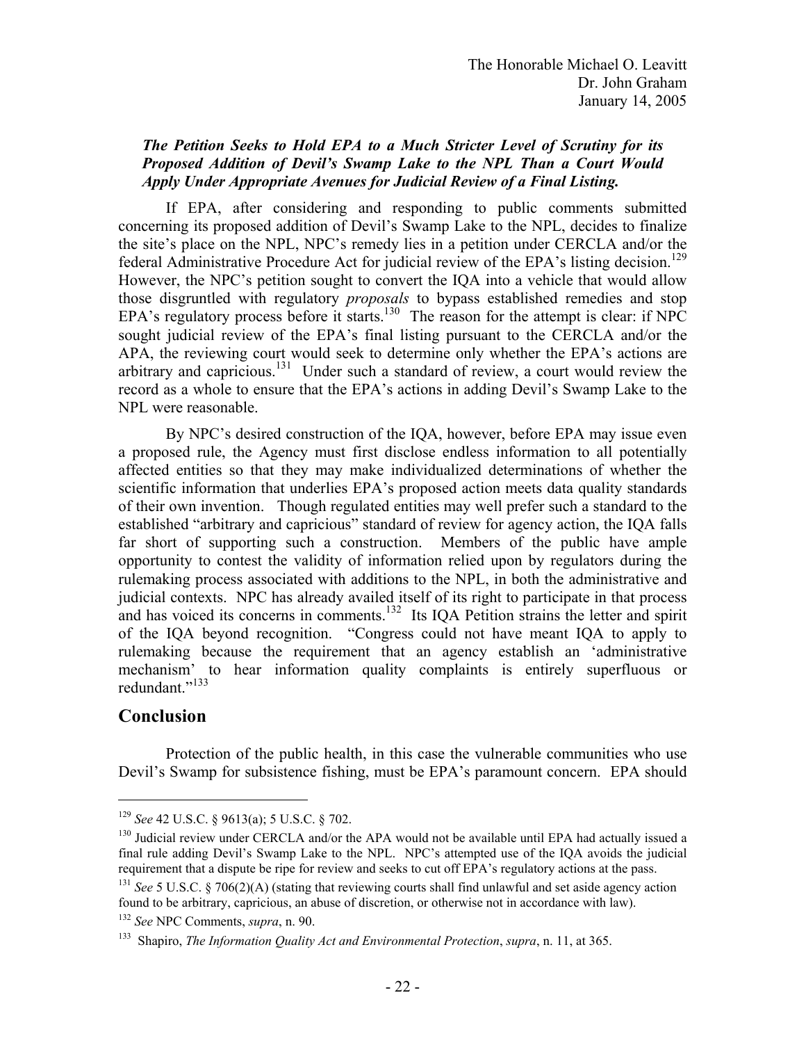***The Petition Seeks to Hold EPA to a Much Stricter Level of Scrutiny for its Proposed Addition of Devil's Swamp Lake to the NPL Than a Court Would Apply Under Appropriate Avenues for Judicial Review of a Final Listing.***

If EPA, after considering and responding to public comments submitted concerning its proposed addition of Devil's Swamp Lake to the NPL, decides to finalize the site's place on the NPL, NPC's remedy lies in a petition under CERCLA and/or the federal Administrative Procedure Act for judicial review of the EPA's listing decision.[129] However, the NPC's petition sought to convert the IQA into a vehicle that would allow those disgruntled with regulatory *proposals* to bypass established remedies and stop EPA's regulatory process before it starts.[130] The reason for the attempt is clear: if NPC sought judicial review of the EPA's final listing pursuant to the CERCLA and/or the APA, the reviewing court would seek to determine only whether the EPA's actions are arbitrary and capricious.[131] Under such a standard of review, a court would review the record as a whole to ensure that the EPA's actions in adding Devil's Swamp Lake to the NPL were reasonable.

By NPC's desired construction of the IQA, however, before EPA may issue even a proposed rule, the Agency must first disclose endless information to all potentially affected entities so that they may make individualized determinations of whether the scientific information that underlies EPA's proposed action meets data quality standards of their own invention. Though regulated entities may well prefer such a standard to the established "arbitrary and capricious" standard of review for agency action, the IQA falls far short of supporting such a construction. Members of the public have ample opportunity to contest the validity of information relied upon by regulators during the rulemaking process associated with additions to the NPL, in both the administrative and judicial contexts. NPC has already availed itself of its right to participate in that process and has voiced its concerns in comments.[132] Its IQA Petition strains the letter and spirit of the IQA beyond recognition. "Congress could not have meant IQA to apply to rulemaking because the requirement that an agency establish an 'administrative mechanism' to hear information quality complaints is entirely superfluous or redundant."[133]

## Conclusion

Protection of the public health, in this case the vulnerable communities who use Devil's Swamp for subsistence fishing, must be EPA's paramount concern. EPA should

---

[129] *See* 42 U.S.C. § 9613(a); 5 U.S.C. § 702.

[130] Judicial review under CERCLA and/or the APA would not be available until EPA had actually issued a final rule adding Devil's Swamp Lake to the NPL. NPC's attempted use of the IQA avoids the judicial requirement that a dispute be ripe for review and seeks to cut off EPA's regulatory actions at the pass.

[131] *See* 5 U.S.C. § 706(2)(A) (stating that reviewing courts shall find unlawful and set aside agency action found to be arbitrary, capricious, an abuse of discretion, or otherwise not in accordance with law).

[132] *See* NPC Comments, *supra*, n. 90.

[133] Shapiro, *The Information Quality Act and Environmental Protection*, *supra*, n. 11, at 365.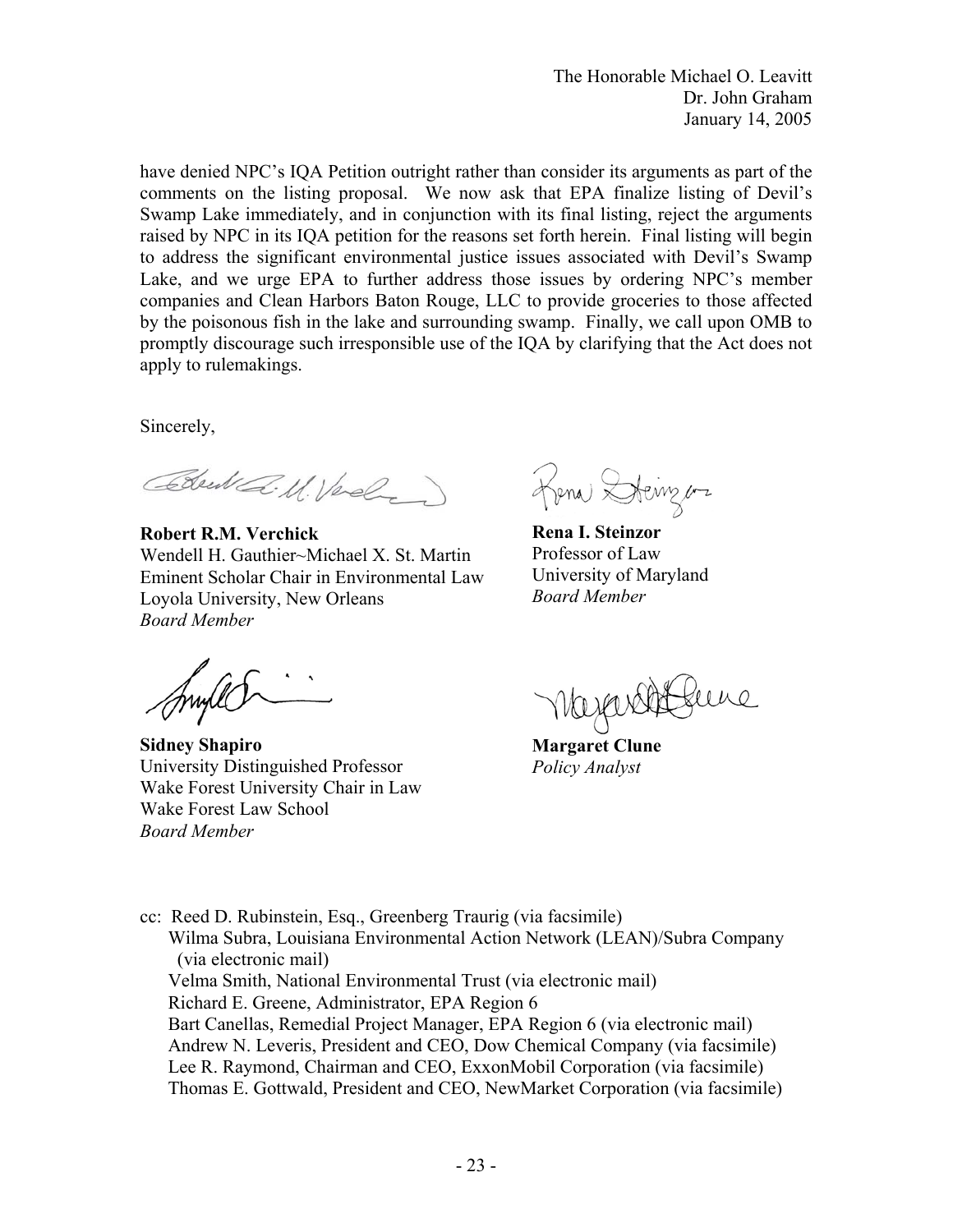have denied NPC's IQA Petition outright rather than consider its arguments as part of the comments on the listing proposal. We now ask that EPA finalize listing of Devil's Swamp Lake immediately, and in conjunction with its final listing, reject the arguments raised by NPC in its IQA petition for the reasons set forth herein. Final listing will begin to address the significant environmental justice issues associated with Devil's Swamp Lake, and we urge EPA to further address those issues by ordering NPC's member companies and Clean Harbors Baton Rouge, LLC to provide groceries to those affected by the poisonous fish in the lake and surrounding swamp. Finally, we call upon OMB to promptly discourage such irresponsible use of the IQA by clarifying that the Act does not apply to rulemakings.

Sincerely,

**Robert R.M. Verchick**
Wendell H. Gauthier~Michael X. St. Martin
Eminent Scholar Chair in Environmental Law
Loyola University, New Orleans
*Board Member*

**Rena I. Steinzor**
Professor of Law
University of Maryland
*Board Member*

**Sidney Shapiro**
University Distinguished Professor
Wake Forest University Chair in Law
Wake Forest Law School
*Board Member*

**Margaret Clune**
*Policy Analyst*

cc: Reed D. Rubinstein, Esq., Greenberg Traurig (via facsimile)
Wilma Subra, Louisiana Environmental Action Network (LEAN)/Subra Company (via electronic mail)
Velma Smith, National Environmental Trust (via electronic mail)
Richard E. Greene, Administrator, EPA Region 6
Bart Canellas, Remedial Project Manager, EPA Region 6 (via electronic mail)
Andrew N. Leveris, President and CEO, Dow Chemical Company (via facsimile)
Lee R. Raymond, Chairman and CEO, ExxonMobil Corporation (via facsimile)
Thomas E. Gottwald, President and CEO, NewMarket Corporation (via facsimile)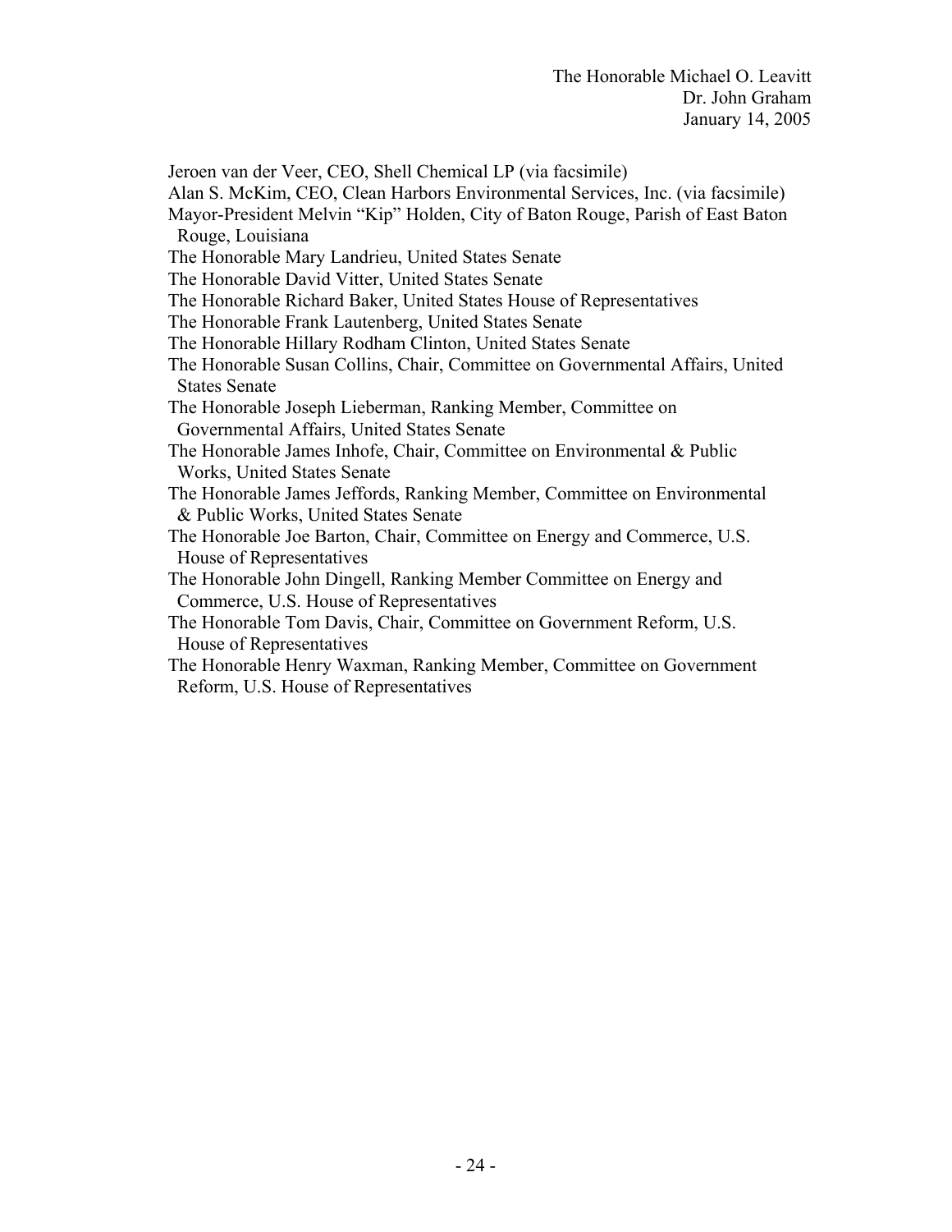Jeroen van der Veer, CEO, Shell Chemical LP (via facsimile)
Alan S. McKim, CEO, Clean Harbors Environmental Services, Inc. (via facsimile)
Mayor-President Melvin "Kip" Holden, City of Baton Rouge, Parish of East Baton Rouge, Louisiana
The Honorable Mary Landrieu, United States Senate
The Honorable David Vitter, United States Senate
The Honorable Richard Baker, United States House of Representatives
The Honorable Frank Lautenberg, United States Senate
The Honorable Hillary Rodham Clinton, United States Senate
The Honorable Susan Collins, Chair, Committee on Governmental Affairs, United States Senate
The Honorable Joseph Lieberman, Ranking Member, Committee on Governmental Affairs, United States Senate
The Honorable James Inhofe, Chair, Committee on Environmental & Public Works, United States Senate
The Honorable James Jeffords, Ranking Member, Committee on Environmental & Public Works, United States Senate
The Honorable Joe Barton, Chair, Committee on Energy and Commerce, U.S. House of Representatives
The Honorable John Dingell, Ranking Member Committee on Energy and Commerce, U.S. House of Representatives
The Honorable Tom Davis, Chair, Committee on Government Reform, U.S. House of Representatives
The Honorable Henry Waxman, Ranking Member, Committee on Government Reform, U.S. House of Representatives